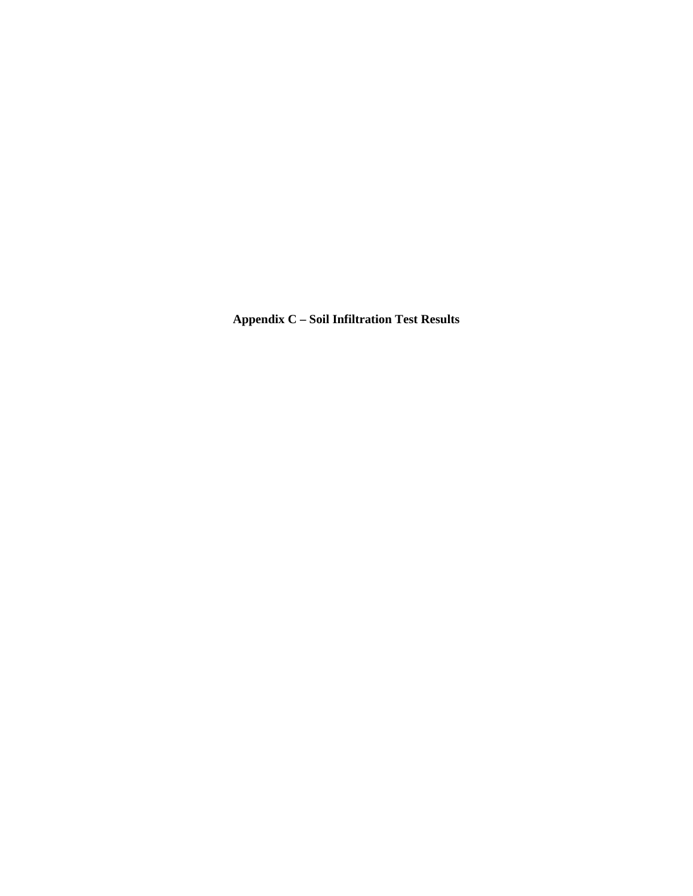**Appendix C – Soil Infiltration Test Results**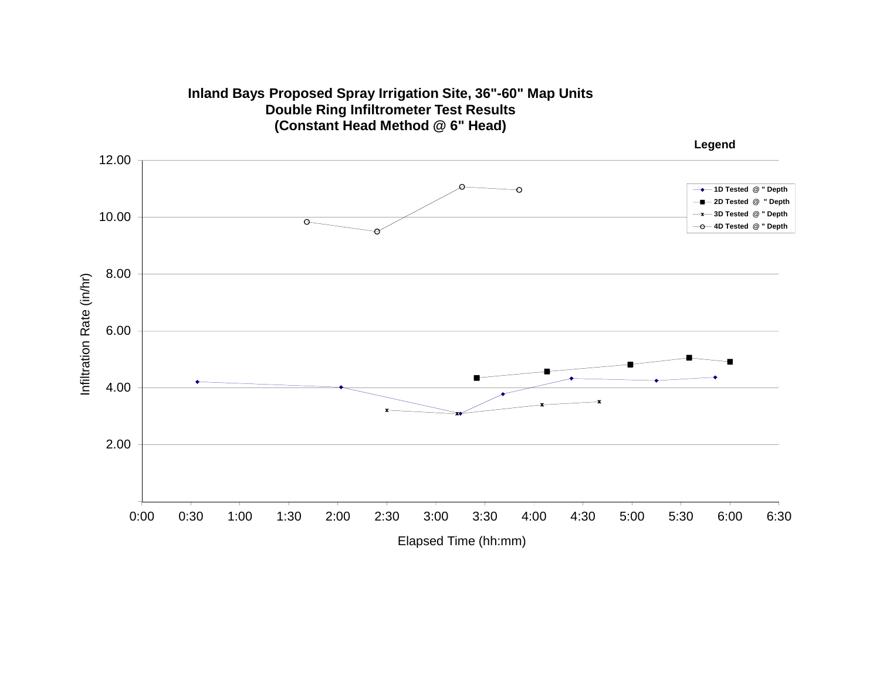# Inland Bays Proposed Spray Irrigation Site, 36"-60" Map Units
## Double Ring Infiltrometer Test Results
### (Constant Head Method @ 6" Head)

**Legend**

- 1D Tested @ " Depth
- 2D Tested @ " Depth
- 3D Tested @ " Depth
- 4D Tested @ " Depth

Infiltration Rate (in/hr): 2.00, 4.00, 6.00, 8.00, 10.00, 12.00

Elapsed Time (hh:mm): 0:00, 0:30, 1:00, 1:30, 2:00, 2:30, 3:00, 3:30, 4:00, 4:30, 5:00, 5:30, 6:00, 6:30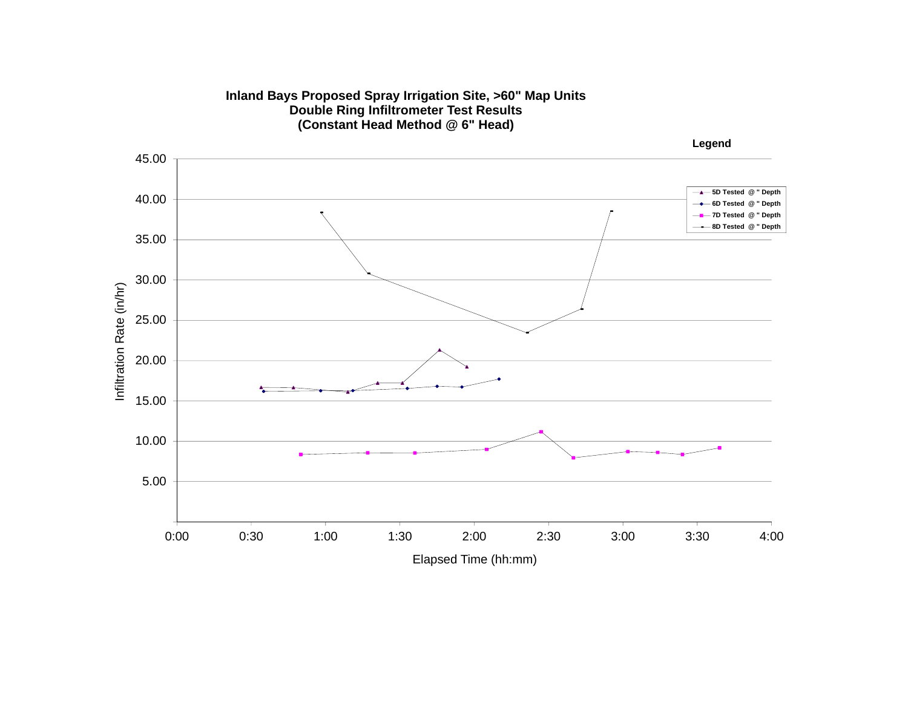### Inland Bays Proposed Spray Irrigation Site, >60" Map Units
### Double Ring Infiltrometer Test Results
### (Constant Head Method @ 6" Head)

**Legend**

- 5D Tested @ " Depth
- 6D Tested @ " Depth
- 7D Tested @ " Depth
- 8D Tested @ " Depth

Infiltration Rate (in/hr): 5.00, 10.00, 15.00, 20.00, 25.00, 30.00, 35.00, 40.00, 45.00

Elapsed Time (hh:mm): 0:00, 0:30, 1:00, 1:30, 2:00, 2:30, 3:00, 3:30, 4:00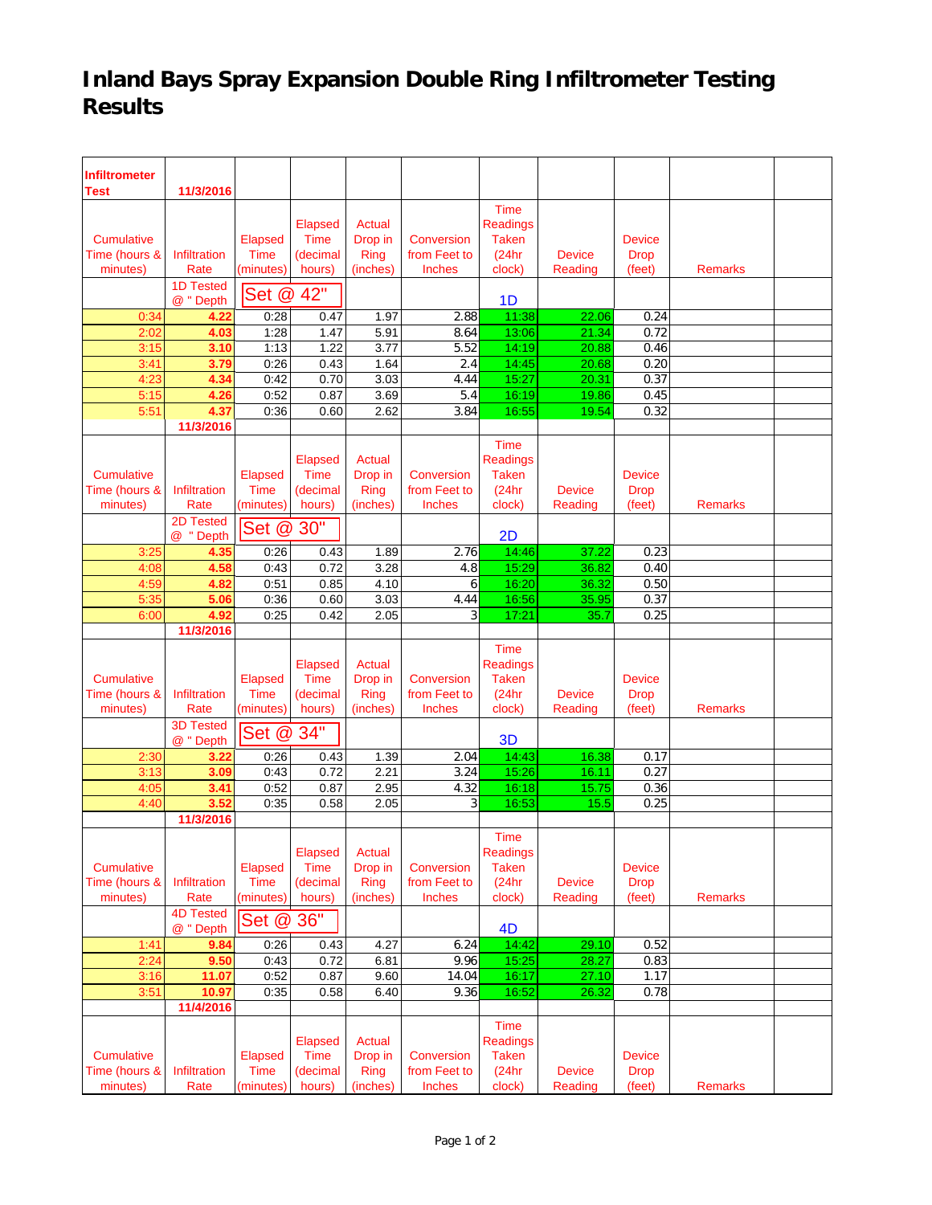# Inland Bays Spray Expansion Double Ring Infiltrometer Testing Results

| Infiltrometer Test | 11/3/2016 | | | | | | | | | |
|---|---|---|---|---|---|---|---|---|---|---|
| Cumulative Time (hours & minutes) | Infiltration Rate | Elapsed Time (minutes) | Elapsed Time (decimal hours) | Actual Drop in Ring (inches) | Conversion from Feet to Inches | Time Readings Taken (24hr clock) | Device Reading | Device Drop (feet) | Remarks | |
| | 1D Tested @ " Depth | Set @ 42" | | | | 1D | | | | |
| 0:34 | 4.22 | 0:28 | 0.47 | 1.97 | 2.88 | 11:38 | 22.06 | 0.24 | | |
| 2:02 | 4.03 | 1:28 | 1.47 | 5.91 | 8.64 | 13:06 | 21.34 | 0.72 | | |
| 3:15 | 3.10 | 1:13 | 1.22 | 3.77 | 5.52 | 14:19 | 20.88 | 0.46 | | |
| 3:41 | 3.79 | 0:26 | 0.43 | 1.64 | 2.4 | 14:45 | 20.68 | 0.20 | | |
| 4:23 | 4.34 | 0:42 | 0.70 | 3.03 | 4.44 | 15:27 | 20.31 | 0.37 | | |
| 5:15 | 4.26 | 0:52 | 0.87 | 3.69 | 5.4 | 16:19 | 19.86 | 0.45 | | |
| 5:51 | 4.37 | 0:36 | 0.60 | 2.62 | 3.84 | 16:55 | 19.54 | 0.32 | | |
| | 11/3/2016 | | | | | | | | | |
| Cumulative Time (hours & minutes) | Infiltration Rate | Elapsed Time (minutes) | Elapsed Time (decimal hours) | Actual Drop in Ring (inches) | Conversion from Feet to Inches | Time Readings Taken (24hr clock) | Device Reading | Device Drop (feet) | Remarks | |
| | 2D Tested @ " Depth | Set @ 30" | | | | 2D | | | | |
| 3:25 | 4.35 | 0:26 | 0.43 | 1.89 | 2.76 | 14:46 | 37.22 | 0.23 | | |
| 4:08 | 4.58 | 0:43 | 0.72 | 3.28 | 4.8 | 15:29 | 36.82 | 0.40 | | |
| 4:59 | 4.82 | 0:51 | 0.85 | 4.10 | 6 | 16:20 | 36.32 | 0.50 | | |
| 5:35 | 5.06 | 0:36 | 0.60 | 3.03 | 4.44 | 16:56 | 35.95 | 0.37 | | |
| 6:00 | 4.92 | 0:25 | 0.42 | 2.05 | 3 | 17:21 | 35.7 | 0.25 | | |
| | 11/3/2016 | | | | | | | | | |
| Cumulative Time (hours & minutes) | Infiltration Rate | Elapsed Time (minutes) | Elapsed Time (decimal hours) | Actual Drop in Ring (inches) | Conversion from Feet to Inches | Time Readings Taken (24hr clock) | Device Reading | Device Drop (feet) | Remarks | |
| | 3D Tested @ " Depth | Set @ 34" | | | | 3D | | | | |
| 2:30 | 3.22 | 0:26 | 0.43 | 1.39 | 2.04 | 14:43 | 16.38 | 0.17 | | |
| 3:13 | 3.09 | 0:43 | 0.72 | 2.21 | 3.24 | 15:26 | 16.11 | 0.27 | | |
| 4:05 | 3.41 | 0:52 | 0.87 | 2.95 | 4.32 | 16:18 | 15.75 | 0.36 | | |
| 4:40 | 3.52 | 0:35 | 0.58 | 2.05 | 3 | 16:53 | 15.5 | 0.25 | | |
| | 11/3/2016 | | | | | | | | | |
| Cumulative Time (hours & minutes) | Infiltration Rate | Elapsed Time (minutes) | Elapsed Time (decimal hours) | Actual Drop in Ring (inches) | Conversion from Feet to Inches | Time Readings Taken (24hr clock) | Device Reading | Device Drop (feet) | Remarks | |
| | 4D Tested @ " Depth | Set @ 36" | | | | 4D | | | | |
| 1:41 | 9.84 | 0:26 | 0.43 | 4.27 | 6.24 | 14:42 | 29.10 | 0.52 | | |
| 2:24 | 9.50 | 0:43 | 0.72 | 6.81 | 9.96 | 15:25 | 28.27 | 0.83 | | |
| 3:16 | 11.07 | 0:52 | 0.87 | 9.60 | 14.04 | 16:17 | 27.10 | 1.17 | | |
| 3:51 | 10.97 | 0:35 | 0.58 | 6.40 | 9.36 | 16:52 | 26.32 | 0.78 | | |
| | 11/4/2016 | | | | | | | | | |
| Cumulative Time (hours & minutes) | Infiltration Rate | Elapsed Time (minutes) | Elapsed Time (decimal hours) | Actual Drop in Ring (inches) | Conversion from Feet to Inches | Time Readings Taken (24hr clock) | Device Reading | Device Drop (feet) | Remarks | |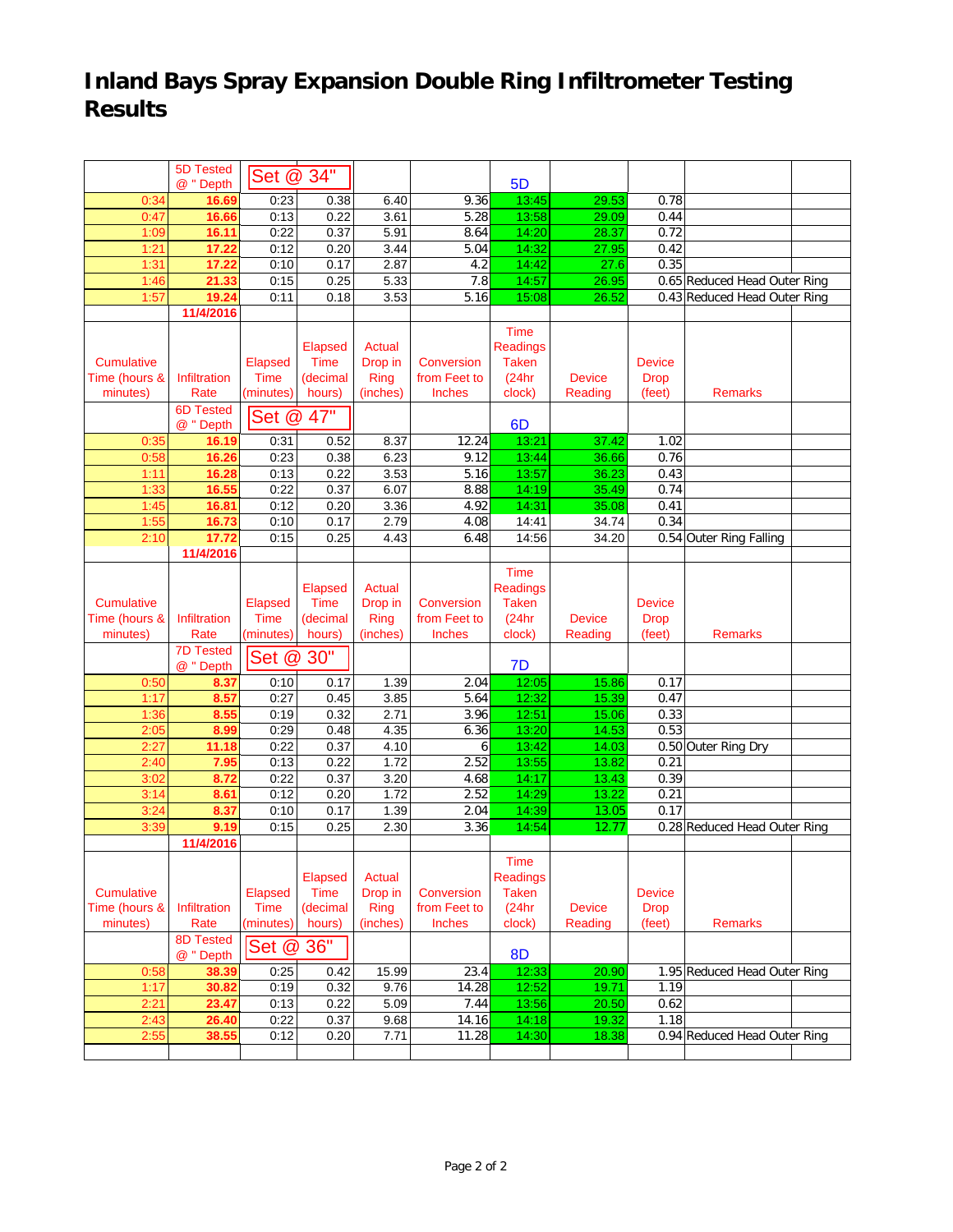# Inland Bays Spray Expansion Double Ring Infiltrometer Testing Results

| Cumulative Time (hours & minutes) | Infiltration Rate | Elapsed Time (minutes) | Elapsed Time (decimal hours) | Actual Drop in Ring (inches) | Conversion from Feet to Inches | Time Readings Taken (24hr clock) | Device Reading | Device Drop (feet) | Remarks |
|---|---|---|---|---|---|---|---|---|---|
| | 5D Tested @ " Depth | Set @ 34" | | | | 5D | | | |
| 0:34 | **16.69** | 0:23 | 0.38 | 6.40 | 9.36 | 13:45 | 29.53 | 0.78 | |
| 0:47 | **16.66** | 0:13 | 0.22 | 3.61 | 5.28 | 13:58 | 29.09 | 0.44 | |
| 1:09 | **16.11** | 0:22 | 0.37 | 5.91 | 8.64 | 14:20 | 28.37 | 0.72 | |
| 1:21 | **17.22** | 0:12 | 0.20 | 3.44 | 5.04 | 14:32 | 27.95 | 0.42 | |
| 1:31 | **17.22** | 0:10 | 0.17 | 2.87 | 4.2 | 14:42 | 27.6 | 0.35 | |
| 1:46 | **21.33** | 0:15 | 0.25 | 5.33 | 7.8 | 14:57 | 26.95 | 0.65 | Reduced Head Outer Ring |
| 1:57 | **19.24** | 0:11 | 0.18 | 3.53 | 5.16 | 15:08 | 26.52 | 0.43 | Reduced Head Outer Ring |
| | **11/4/2016** | | | | | | | | |

| Cumulative Time (hours & minutes) | Infiltration Rate | Elapsed Time (minutes) | Elapsed Time (decimal hours) | Actual Drop in Ring (inches) | Conversion from Feet to Inches | Time Readings Taken (24hr clock) | Device Reading | Device Drop (feet) | Remarks |
|---|---|---|---|---|---|---|---|---|---|
| | 6D Tested @ " Depth | Set @ 47" | | | | 6D | | | |
| 0:35 | **16.19** | 0:31 | 0.52 | 8.37 | 12.24 | 13:21 | 37.42 | 1.02 | |
| 0:58 | **16.26** | 0:23 | 0.38 | 6.23 | 9.12 | 13:44 | 36.66 | 0.76 | |
| 1:11 | **16.28** | 0:13 | 0.22 | 3.53 | 5.16 | 13:57 | 36.23 | 0.43 | |
| 1:33 | **16.55** | 0:22 | 0.37 | 6.07 | 8.88 | 14:19 | 35.49 | 0.74 | |
| 1:45 | **16.81** | 0:12 | 0.20 | 3.36 | 4.92 | 14:31 | 35.08 | 0.41 | |
| 1:55 | **16.73** | 0:10 | 0.17 | 2.79 | 4.08 | 14:41 | 34.74 | 0.34 | |
| 2:10 | **17.72** | 0:15 | 0.25 | 4.43 | 6.48 | 14:56 | 34.20 | 0.54 | Outer Ring Falling |
| | **11/4/2016** | | | | | | | | |

| Cumulative Time (hours & minutes) | Infiltration Rate | Elapsed Time (minutes) | Elapsed Time (decimal hours) | Actual Drop in Ring (inches) | Conversion from Feet to Inches | Time Readings Taken (24hr clock) | Device Reading | Device Drop (feet) | Remarks |
|---|---|---|---|---|---|---|---|---|---|
| | 7D Tested @ " Depth | Set @ 30" | | | | 7D | | | |
| 0:50 | **8.37** | 0:10 | 0.17 | 1.39 | 2.04 | 12:05 | 15.86 | 0.17 | |
| 1:17 | **8.57** | 0:27 | 0.45 | 3.85 | 5.64 | 12:32 | 15.39 | 0.47 | |
| 1:36 | **8.55** | 0:19 | 0.32 | 2.71 | 3.96 | 12:51 | 15.06 | 0.33 | |
| 2:05 | **8.99** | 0:29 | 0.48 | 4.35 | 6.36 | 13:20 | 14.53 | 0.53 | |
| 2:27 | **11.18** | 0:22 | 0.37 | 4.10 | 6 | 13:42 | 14.03 | 0.50 | Outer Ring Dry |
| 2:40 | **7.95** | 0:13 | 0.22 | 1.72 | 2.52 | 13:55 | 13.82 | 0.21 | |
| 3:02 | **8.72** | 0:22 | 0.37 | 3.20 | 4.68 | 14:17 | 13.43 | 0.39 | |
| 3:14 | **8.61** | 0:12 | 0.20 | 1.72 | 2.52 | 14:29 | 13.22 | 0.21 | |
| 3:24 | **8.37** | 0:10 | 0.17 | 1.39 | 2.04 | 14:39 | 13.05 | 0.17 | |
| 3:39 | **9.19** | 0:15 | 0.25 | 2.30 | 3.36 | 14:54 | 12.77 | 0.28 | Reduced Head Outer Ring |
| | **11/4/2016** | | | | | | | | |

| Cumulative Time (hours & minutes) | Infiltration Rate | Elapsed Time (minutes) | Elapsed Time (decimal hours) | Actual Drop in Ring (inches) | Conversion from Feet to Inches | Time Readings Taken (24hr clock) | Device Reading | Device Drop (feet) | Remarks |
|---|---|---|---|---|---|---|---|---|---|
| | 8D Tested @ " Depth | Set @ 36" | | | | 8D | | | |
| 0:58 | **38.39** | 0:25 | 0.42 | 15.99 | 23.4 | 12:33 | 20.90 | 1.95 | Reduced Head Outer Ring |
| 1:17 | **30.82** | 0:19 | 0.32 | 9.76 | 14.28 | 12:52 | 19.71 | 1.19 | |
| 2:21 | **23.47** | 0:13 | 0.22 | 5.09 | 7.44 | 13:56 | 20.50 | 0.62 | |
| 2:43 | **26.40** | 0:22 | 0.37 | 9.68 | 14.16 | 14:18 | 19.32 | 1.18 | |
| 2:55 | **38.55** | 0:12 | 0.20 | 7.71 | 11.28 | 14:30 | 18.38 | 0.94 | Reduced Head Outer Ring |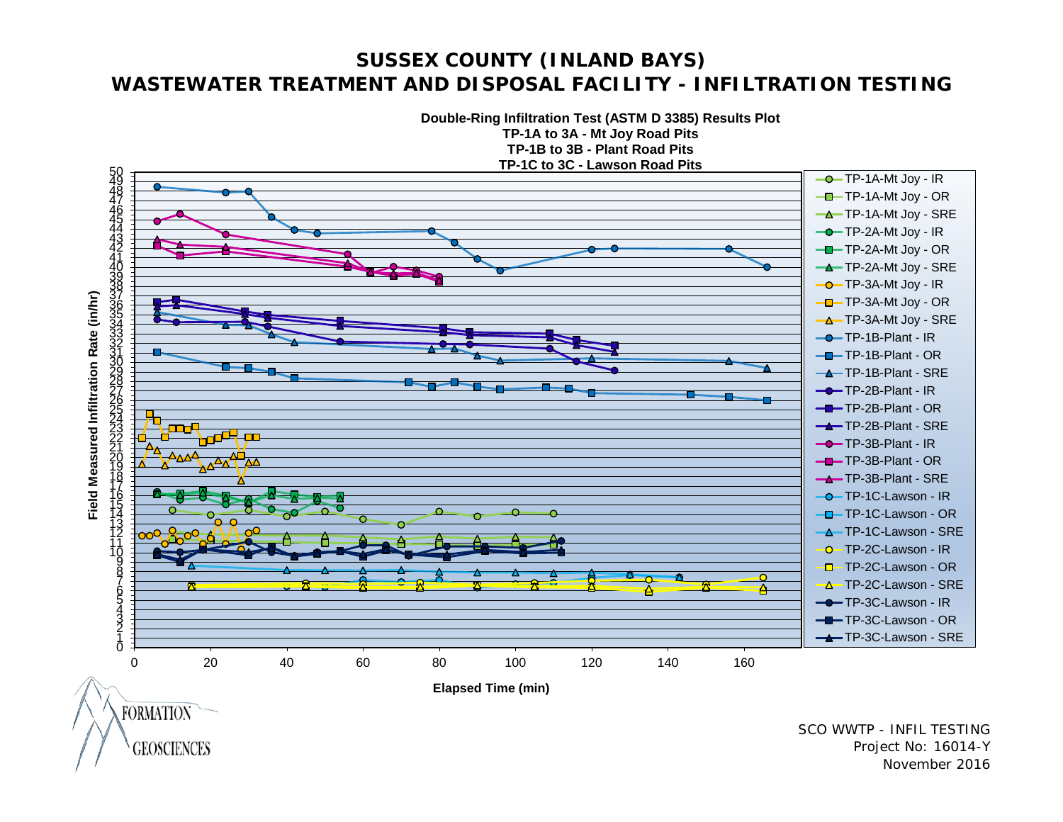# SUSSEX COUNTY (INLAND BAYS)

# WASTEWATER TREATMENT AND DISPOSAL FACILITY - INFILTRATION TESTING

**Double-Ring Infiltration Test (ASTM D 3385) Results Plot**
**TP-1A to 3A - Mt Joy Road Pits**
**TP-1B to 3B - Plant Road Pits**
**TP-1C to 3C - Lawson Road Pits**

Field Measured Infiltration Rate (in/hr)

Elapsed Time (min)

Legend:
- TP-1A-Mt Joy - IR
- TP-1A-Mt Joy - OR
- TP-1A-Mt Joy - SRE
- TP-2A-Mt Joy - IR
- TP-2A-Mt Joy - OR
- TP-2A-Mt Joy - SRE
- TP-3A-Mt Joy - IR
- TP-3A-Mt Joy - OR
- TP-3A-Mt Joy - SRE
- TP-1B-Plant - IR
- TP-1B-Plant - OR
- TP-1B-Plant - SRE
- TP-2B-Plant - IR
- TP-2B-Plant - OR
- TP-2B-Plant - SRE
- TP-3B-Plant - IR
- TP-3B-Plant - OR
- TP-3B-Plant - SRE
- TP-1C-Lawson - IR
- TP-1C-Lawson - OR
- TP-1C-Lawson - SRE
- TP-2C-Lawson - IR
- TP-2C-Lawson - OR
- TP-2C-Lawson - SRE
- TP-3C-Lawson - IR
- TP-3C-Lawson - OR
- TP-3C-Lawson - SRE

FORMATION GEOSCIENCES

SCO WWTP - INFIL TESTING
Project No: 16014-Y
November 2016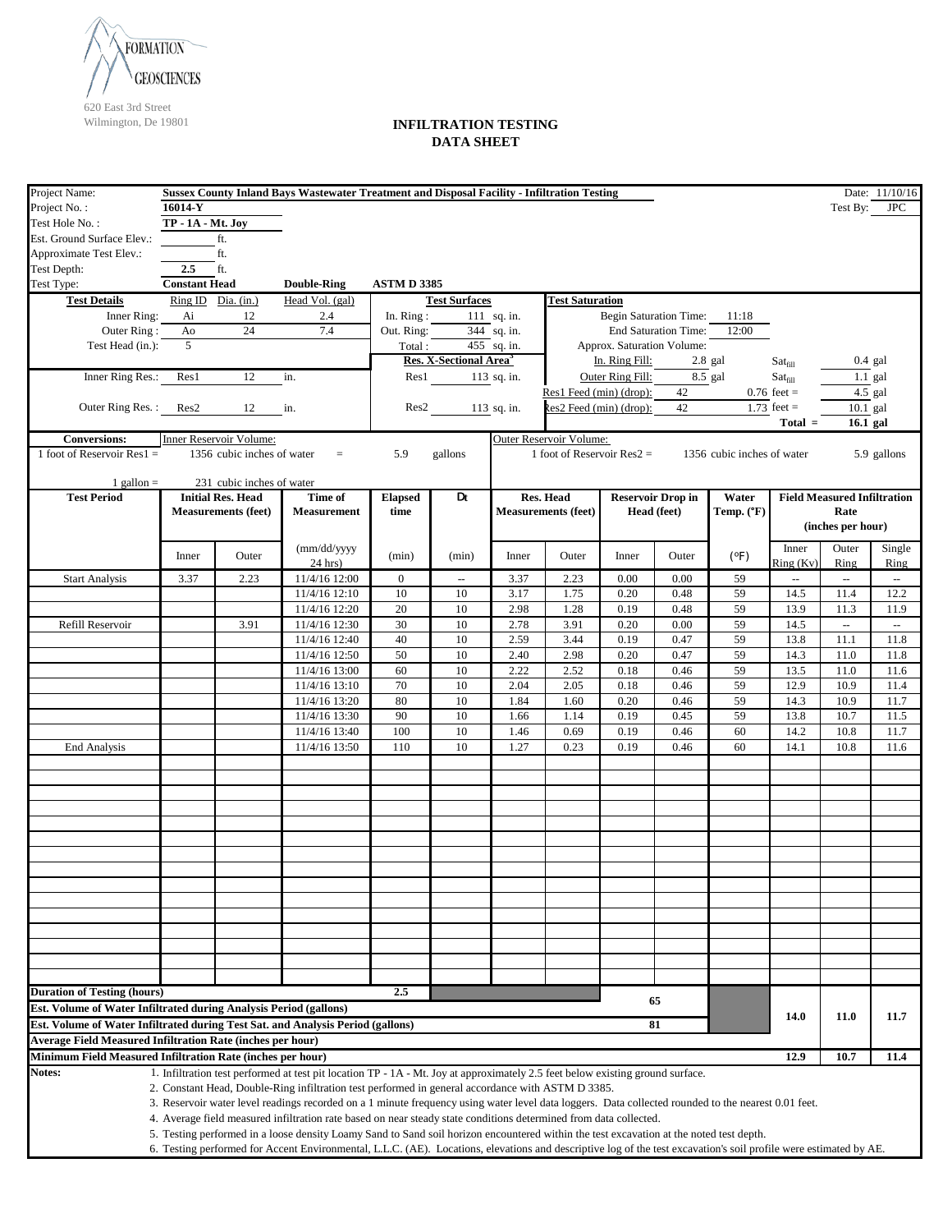FORMATION GEOSCIENCES

620 East 3rd Street
Wilmington, De 19801

# INFILTRATION TESTING
## DATA SHEET

| | |
|---|---|
| Project Name: | Sussex County Inland Bays Wastewater Treatment and Disposal Facility - Infiltration Testing |
| Date: | 11/10/16 |
| Project No. : | 16014-Y |
| Test By: | JPC |
| Test Hole No. : | TP - 1A - Mt. Joy |
| Est. Ground Surface Elev.: | ft. |
| Approximate Test Elev.: | ft. |
| Test Depth: | 2.5 ft. |
| Test Type: | Constant Head — Double-Ring — ASTM D 3385 |

**Test Details**

| | Ring ID | Dia. (in.) | Head Vol. (gal) |
|---|---|---|---|
| Inner Ring: | Ai | 12 | 2.4 |
| Outer Ring : | Ao | 24 | 7.4 |
| Test Head (in.): | 5 | | |
| Inner Ring Res.: | Res1 | 12 in. | |
| Outer Ring Res. : | Res2 | 12 in. | |

**Test Surfaces**

- In. Ring : 111 sq. in.
- Out. Ring: 344 sq. in.
- Total : 455 sq. in.

**Res. X-Sectional Area**[3]

- Res1 113 sq. in.
- Res2 113 sq. in.

**Test Saturation**

- Begin Saturation Time: 11:18
- End Saturation Time: 12:00
- Approx. Saturation Volume:
  - In. Ring Fill: 2.8 gal — $Sat_{fill}$ 0.4 gal
  - Outer Ring Fill: 8.5 gal — $Sat_{fill}$ 1.1 gal
  - Res1 Feed (min) (drop): 42 — 0.76 feet = 4.5 gal
  - Res2 Feed (min) (drop): 42 — 1.73 feet = 10.1 gal
  - Total = 16.1 gal

**Conversions:**

- Inner Reservoir Volume: 1 foot of Reservoir Res1 = 1356 cubic inches of water = 5.9 gallons
- Outer Reservoir Volume: 1 foot of Reservoir Res2 = 1356 cubic inches of water 5.9 gallons
- 1 gallon = 231 cubic inches of water

| Test Period | Initial Res. Head Measurements (feet) | | Time of Measurement | Elapsed time | Dt | Res. Head Measurements (feet) | | Reservoir Drop in Head (feet) | | Water Temp. (°F) | Field Measured Infiltration Rate (inches per hour) | | |
|---|---|---|---|---|---|---|---|---|---|---|---|---|---|
| | Inner | Outer | (mm/dd/yyyy 24 hrs) | (min) | (min) | Inner | Outer | Inner | Outer | (°F) | Inner Ring (Kv) | Outer Ring | Single Ring |
| Start Analysis | 3.37 | 2.23 | 11/4/16 12:00 | 0 | -- | 3.37 | 2.23 | 0.00 | 0.00 | 59 | -- | -- | -- |
| | | | 11/4/16 12:10 | 10 | 10 | 3.17 | 1.75 | 0.20 | 0.48 | 59 | 14.5 | 11.4 | 12.2 |
| | | | 11/4/16 12:20 | 20 | 10 | 2.98 | 1.28 | 0.19 | 0.48 | 59 | 13.9 | 11.3 | 11.9 |
| Refill Reservoir | | 3.91 | 11/4/16 12:30 | 30 | 10 | 2.78 | 3.91 | 0.20 | 0.00 | 59 | 14.5 | -- | -- |
| | | | 11/4/16 12:40 | 40 | 10 | 2.59 | 3.44 | 0.19 | 0.47 | 59 | 13.8 | 11.1 | 11.8 |
| | | | 11/4/16 12:50 | 50 | 10 | 2.40 | 2.98 | 0.20 | 0.47 | 59 | 14.3 | 11.0 | 11.8 |
| | | | 11/4/16 13:00 | 60 | 10 | 2.22 | 2.52 | 0.18 | 0.46 | 59 | 13.5 | 11.0 | 11.6 |
| | | | 11/4/16 13:10 | 70 | 10 | 2.04 | 2.05 | 0.18 | 0.46 | 59 | 12.9 | 10.9 | 11.4 |
| | | | 11/4/16 13:20 | 80 | 10 | 1.84 | 1.60 | 0.20 | 0.46 | 59 | 14.3 | 10.9 | 11.7 |
| | | | 11/4/16 13:30 | 90 | 10 | 1.66 | 1.14 | 0.19 | 0.45 | 59 | 13.8 | 10.7 | 11.5 |
| | | | 11/4/16 13:40 | 100 | 10 | 1.46 | 0.69 | 0.19 | 0.46 | 60 | 14.2 | 10.8 | 11.7 |
| End Analysis | | | 11/4/16 13:50 | 110 | 10 | 1.27 | 0.23 | 0.19 | 0.46 | 60 | 14.1 | 10.8 | 11.6 |

| | | | | |
|---|---|---|---|---|
| Duration of Testing (hours) | 2.5 | | | |
| Est. Volume of Water Infiltrated during Analysis Period (gallons) | 65 | | | |
| Est. Volume of Water Infiltrated during Test Sat. and Analysis Period (gallons) | 81 | | | |
| Average Field Measured Infiltration Rate (inches per hour) | | 14.0 | 11.0 | 11.7 |
| Minimum Field Measured Infiltration Rate (inches per hour) | | 12.9 | 10.7 | 11.4 |

**Notes:**

1. Infiltration test performed at test pit location TP - 1A - Mt. Joy at approximately 2.5 feet below existing ground surface.
2. Constant Head, Double-Ring infiltration test performed in general accordance with ASTM D 3385.
3. Reservoir water level readings recorded on a 1 minute frequency using water level data loggers. Data collected rounded to the nearest 0.01 feet.
4. Average field measured infiltration rate based on near steady state conditions determined from data collected.
5. Testing performed in a loose density Loamy Sand to Sand soil horizon encountered within the test excavation at the noted test depth.
6. Testing performed for Accent Environmental, L.L.C. (AE). Locations, elevations and descriptive log of the test excavation's soil profile were estimated by AE.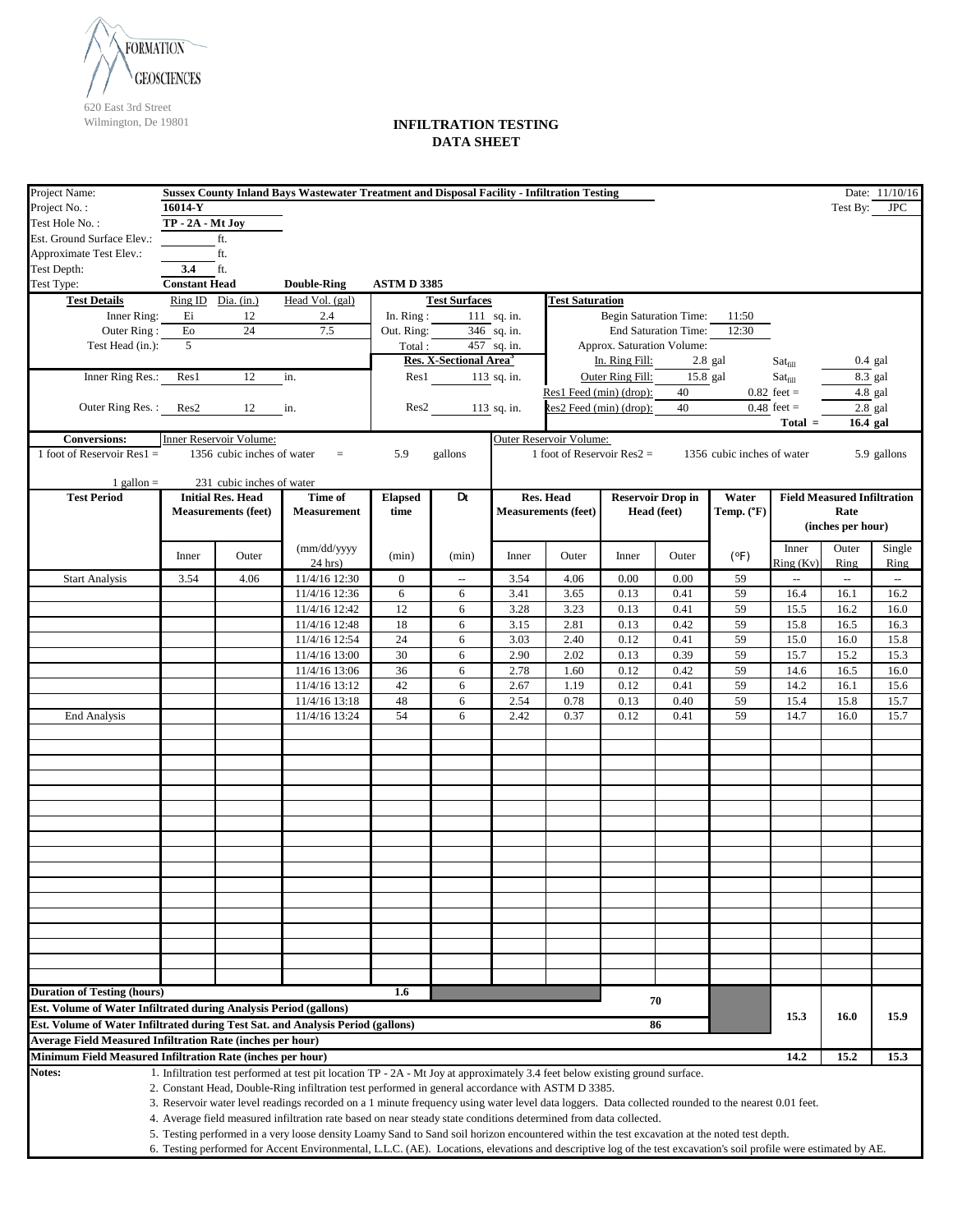FORMATION GEOSCIENCES
620 East 3rd Street
Wilmington, De 19801

# INFILTRATION TESTING DATA SHEET

| | | | |
|---|---|---|---|
| Project Name: | Sussex County Inland Bays Wastewater Treatment and Disposal Facility - Infiltration Testing | Date: | 11/10/16 |
| Project No.: | 16014-Y | Test By: | JPC |
| Test Hole No.: | TP - 2A - Mt Joy | | |
| Est. Ground Surface Elev.: | ft. | | |
| Approximate Test Elev.: | ft. | | |
| Test Depth: | 3.4 ft. | | |
| Test Type: | Constant Head | Double-Ring | ASTM D 3385 |

**Test Details**

| | Ring ID | Dia. (in.) | Head Vol. (gal) |
|---|---|---|---|
| Inner Ring: | Ei | 12 | 2.4 |
| Outer Ring: | Eo | 24 | 7.5 |
| Test Head (in.): | 5 | | |
| Inner Ring Res.: | Res1 | 12 | in. |
| Outer Ring Res.: | Res2 | 12 | in. |

**Test Surfaces**

- In. Ring: 111 sq. in.
- Out. Ring: 346 sq. in.
- Total: 457 sq. in.

**Res. X-Sectional Area**[3]

- Res1: 113 sq. in.
- Res2: 113 sq. in.

**Test Saturation**

- Begin Saturation Time: 11:50
- End Saturation Time: 12:30
- Approx. Saturation Volume:
- In. Ring Fill: 2.8 gal — $Sat_{fill}$ 0.4 gal
- Outer Ring Fill: 15.8 gal — $Sat_{fill}$ 8.3 gal
- Res1 Feed (min) (drop): 40 — 0.82 feet = 4.8 gal
- Res2 Feed (min) (drop): 40 — 0.48 feet = 2.8 gal
- Total = 16.4 gal

**Conversions:**

Inner Reservoir Volume: 1 foot of Reservoir Res1 = 1356 cubic inches of water = 5.9 gallons

Outer Reservoir Volume: 1 foot of Reservoir Res2 = 1356 cubic inches of water 5.9 gallons

1 gallon = 231 cubic inches of water

| Test Period | Initial Res. Head Measurements (feet) | | Time of Measurement | Elapsed time | Dt | Res. Head Measurements (feet) | | Reservoir Drop in Head (feet) | | Water Temp. (°F) | Field Measured Infiltration Rate (inches per hour) | | |
|---|---|---|---|---|---|---|---|---|---|---|---|---|---|
| | Inner | Outer | (mm/dd/yyyy 24 hrs) | (min) | (min) | Inner | Outer | Inner | Outer | (°F) | Inner Ring (Kv) | Outer Ring | Single Ring |
| Start Analysis | 3.54 | 4.06 | 11/4/16 12:30 | 0 | -- | 3.54 | 4.06 | 0.00 | 0.00 | 59 | -- | -- | -- |
| | | | 11/4/16 12:36 | 6 | 6 | 3.41 | 3.65 | 0.13 | 0.41 | 59 | 16.4 | 16.1 | 16.2 |
| | | | 11/4/16 12:42 | 12 | 6 | 3.28 | 3.23 | 0.13 | 0.41 | 59 | 15.5 | 16.2 | 16.0 |
| | | | 11/4/16 12:48 | 18 | 6 | 3.15 | 2.81 | 0.13 | 0.42 | 59 | 15.8 | 16.5 | 16.3 |
| | | | 11/4/16 12:54 | 24 | 6 | 3.03 | 2.40 | 0.12 | 0.41 | 59 | 15.0 | 16.0 | 15.8 |
| | | | 11/4/16 13:00 | 30 | 6 | 2.90 | 2.02 | 0.13 | 0.39 | 59 | 15.7 | 15.2 | 15.3 |
| | | | 11/4/16 13:06 | 36 | 6 | 2.78 | 1.60 | 0.12 | 0.42 | 59 | 14.6 | 16.5 | 16.0 |
| | | | 11/4/16 13:12 | 42 | 6 | 2.67 | 1.19 | 0.12 | 0.41 | 59 | 14.2 | 16.1 | 15.6 |
| | | | 11/4/16 13:18 | 48 | 6 | 2.54 | 0.78 | 0.13 | 0.40 | 59 | 15.4 | 15.8 | 15.7 |
| End Analysis | | | 11/4/16 13:24 | 54 | 6 | 2.42 | 0.37 | 0.12 | 0.41 | 59 | 14.7 | 16.0 | 15.7 |

| | | Inner Ring | Outer Ring | Single Ring |
|---|---|---|---|---|
| Duration of Testing (hours) | 1.6 | | | |
| Est. Volume of Water Infiltrated during Analysis Period (gallons) | 70 | | | |
| Est. Volume of Water Infiltrated during Test Sat. and Analysis Period (gallons) | 86 | | | |
| Average Field Measured Infiltration Rate (inches per hour) | | 15.3 | 16.0 | 15.9 |
| Minimum Field Measured Infiltration Rate (inches per hour) | | 14.2 | 15.2 | 15.3 |

**Notes:**

1. Infiltration test performed at test pit location TP - 2A - Mt Joy at approximately 3.4 feet below existing ground surface.
2. Constant Head, Double-Ring infiltration test performed in general accordance with ASTM D 3385.
3. Reservoir water level readings recorded on a 1 minute frequency using water level data loggers. Data collected rounded to the nearest 0.01 feet.
4. Average field measured infiltration rate based on near steady state conditions determined from data collected.
5. Testing performed in a very loose density Loamy Sand to Sand soil horizon encountered within the test excavation at the noted test depth.
6. Testing performed for Accent Environmental, L.L.C. (AE). Locations, elevations and descriptive log of the test excavation's soil profile were estimated by AE.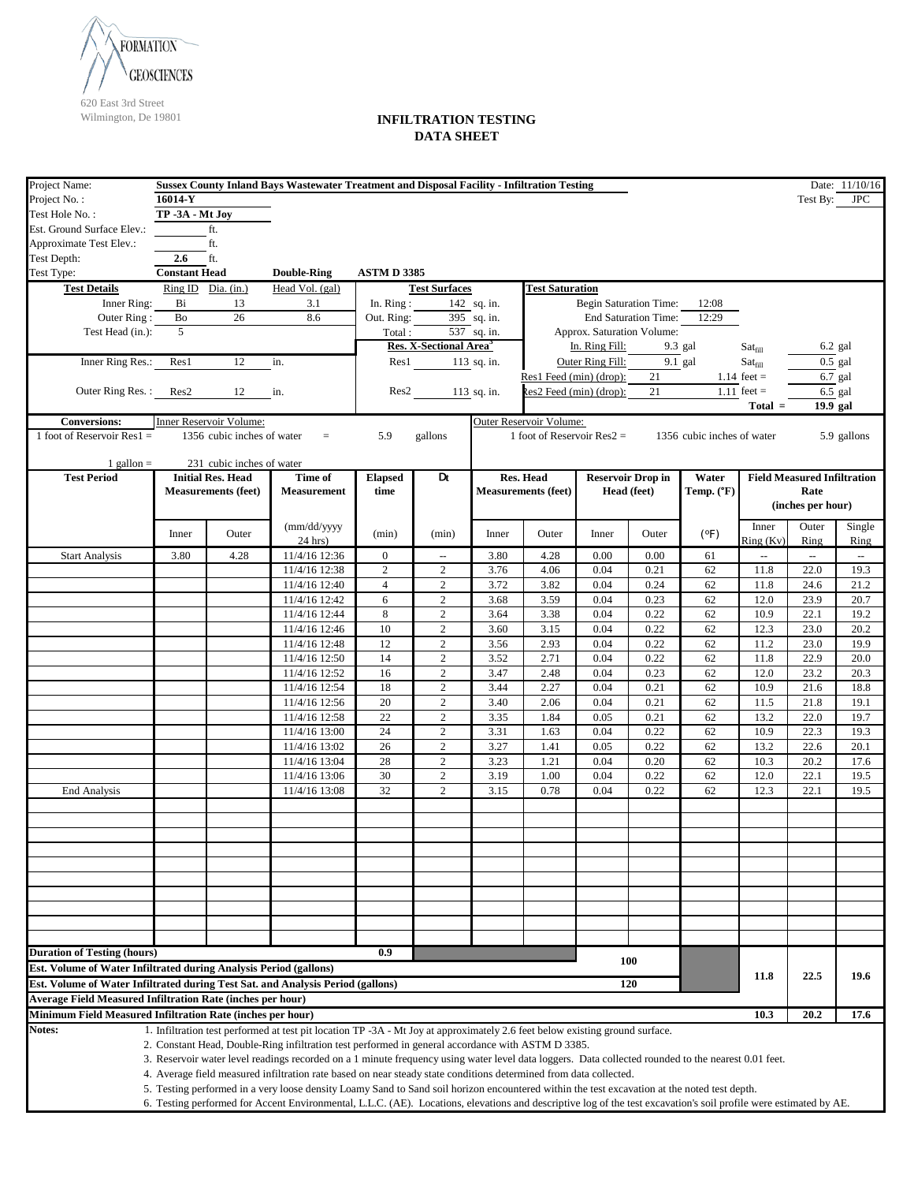FORMATION GEOSCIENCES

620 East 3rd Street
Wilmington, De 19801

# INFILTRATION TESTING DATA SHEET

| | | |
|---|---|---|
| Project Name: | Sussex County Inland Bays Wastewater Treatment and Disposal Facility - Infiltration Testing | Date: 11/10/16 |
| Project No. : | 16014-Y | Test By: JPC |
| Test Hole No. : | TP -3A - Mt Joy | |
| Est. Ground Surface Elev.: | ft. | |
| Approximate Test Elev.: | ft. | |
| Test Depth: | 2.6 ft. | |
| Test Type: | Constant Head, Double-Ring, ASTM D 3385 | |

**Test Details**

| | Ring ID | Dia. (in.) | Head Vol. (gal) | Test Surfaces | |
|---|---|---|---|---|---|
| Inner Ring: | Bi | 13 | 3.1 | In. Ring : | 142 sq. in. |
| Outer Ring : | Bo | 26 | 8.6 | Out. Ring: | 395 sq. in. |
| Test Head (in.): | 5 | | | Total : | 537 sq. in. |
| | | | | Res. X-Sectional Area[3] | |
| Inner Ring Res.: | Res1 | 12 | in. | Res1 | 113 sq. in. |
| Outer Ring Res. : | Res2 | 12 | in. | Res2 | 113 sq. in. |

**Test Saturation**

| | | | |
|---|---|---|---|
| Begin Saturation Time: | 12:08 | | |
| End Saturation Time: | 12:29 | | |
| Approx. Saturation Volume: | | | |
| In. Ring Fill: | 9.3 gal | $Sat_{fill}$ | 6.2 gal |
| Outer Ring Fill: | 9.1 gal | $Sat_{fill}$ | 0.5 gal |
| Res1 Feed (min) (drop): | 21 | 1.14 feet = | 6.7 gal |
| Res2 Feed (min) (drop): | 21 | 1.11 feet = | 6.5 gal |
| | | Total = | 19.9 gal |

**Conversions:**

Inner Reservoir Volume: 1 foot of Reservoir Res1 = 1356 cubic inches of water = 5.9 gallons

Outer Reservoir Volume: 1 foot of Reservoir Res2 = 1356 cubic inches of water 5.9 gallons

1 gallon = 231 cubic inches of water

| Test Period | Initial Res. Head Measurements (feet) | | Time of Measurement | Elapsed time | Dt | Res. Head Measurements (feet) | | Reservoir Drop in Head (feet) | | Water Temp. (°F) | Field Measured Infiltration Rate (inches per hour) | | |
|---|---|---|---|---|---|---|---|---|---|---|---|---|---|
| | Inner | Outer | (mm/dd/yyyy 24 hrs) | (min) | (min) | Inner | Outer | Inner | Outer | (°F) | Inner Ring (Kv) | Outer Ring | Single Ring |
| Start Analysis | 3.80 | 4.28 | 11/4/16 12:36 | 0 | -- | 3.80 | 4.28 | 0.00 | 0.00 | 61 | -- | -- | -- |
| | | | 11/4/16 12:38 | 2 | 2 | 3.76 | 4.06 | 0.04 | 0.21 | 62 | 11.8 | 22.0 | 19.3 |
| | | | 11/4/16 12:40 | 4 | 2 | 3.72 | 3.82 | 0.04 | 0.24 | 62 | 11.8 | 24.6 | 21.2 |
| | | | 11/4/16 12:42 | 6 | 2 | 3.68 | 3.59 | 0.04 | 0.23 | 62 | 12.0 | 23.9 | 20.7 |
| | | | 11/4/16 12:44 | 8 | 2 | 3.64 | 3.38 | 0.04 | 0.22 | 62 | 10.9 | 22.1 | 19.2 |
| | | | 11/4/16 12:46 | 10 | 2 | 3.60 | 3.15 | 0.04 | 0.22 | 62 | 12.3 | 23.0 | 20.2 |
| | | | 11/4/16 12:48 | 12 | 2 | 3.56 | 2.93 | 0.04 | 0.22 | 62 | 11.2 | 23.0 | 19.9 |
| | | | 11/4/16 12:50 | 14 | 2 | 3.52 | 2.71 | 0.04 | 0.22 | 62 | 11.8 | 22.9 | 20.0 |
| | | | 11/4/16 12:52 | 16 | 2 | 3.47 | 2.48 | 0.04 | 0.23 | 62 | 12.0 | 23.2 | 20.3 |
| | | | 11/4/16 12:54 | 18 | 2 | 3.44 | 2.27 | 0.04 | 0.21 | 62 | 10.9 | 21.6 | 18.8 |
| | | | 11/4/16 12:56 | 20 | 2 | 3.40 | 2.06 | 0.04 | 0.21 | 62 | 11.5 | 21.8 | 19.1 |
| | | | 11/4/16 12:58 | 22 | 2 | 3.35 | 1.84 | 0.05 | 0.21 | 62 | 13.2 | 22.0 | 19.7 |
| | | | 11/4/16 13:00 | 24 | 2 | 3.31 | 1.63 | 0.04 | 0.22 | 62 | 10.9 | 22.3 | 19.3 |
| | | | 11/4/16 13:02 | 26 | 2 | 3.27 | 1.41 | 0.05 | 0.22 | 62 | 13.2 | 22.6 | 20.1 |
| | | | 11/4/16 13:04 | 28 | 2 | 3.23 | 1.21 | 0.04 | 0.20 | 62 | 10.3 | 20.2 | 17.6 |
| | | | 11/4/16 13:06 | 30 | 2 | 3.19 | 1.00 | 0.04 | 0.22 | 62 | 12.0 | 22.1 | 19.5 |
| End Analysis | | | 11/4/16 13:08 | 32 | 2 | 3.15 | 0.78 | 0.04 | 0.22 | 62 | 12.3 | 22.1 | 19.5 |

| | | | | |
|---|---|---|---|---|
| Duration of Testing (hours) | 0.9 | | | |
| Est. Volume of Water Infiltrated during Analysis Period (gallons) | 100 | | | |
| Est. Volume of Water Infiltrated during Test Sat. and Analysis Period (gallons) | 120 | | | |
| Average Field Measured Infiltration Rate (inches per hour) | | 11.8 | 22.5 | 19.6 |
| Minimum Field Measured Infiltration Rate (inches per hour) | | 10.3 | 20.2 | 17.6 |

**Notes:**

1. Infiltration test performed at test pit location TP -3A - Mt Joy at approximately 2.6 feet below existing ground surface.
2. Constant Head, Double-Ring infiltration test performed in general accordance with ASTM D 3385.
3. Reservoir water level readings recorded on a 1 minute frequency using water level data loggers. Data collected rounded to the nearest 0.01 feet.
4. Average field measured infiltration rate based on near steady state conditions determined from data collected.
5. Testing performed in a very loose density Loamy Sand to Sand soil horizon encountered within the test excavation at the noted test depth.
6. Testing performed for Accent Environmental, L.L.C. (AE). Locations, elevations and descriptive log of the test excavation's soil profile were estimated by AE.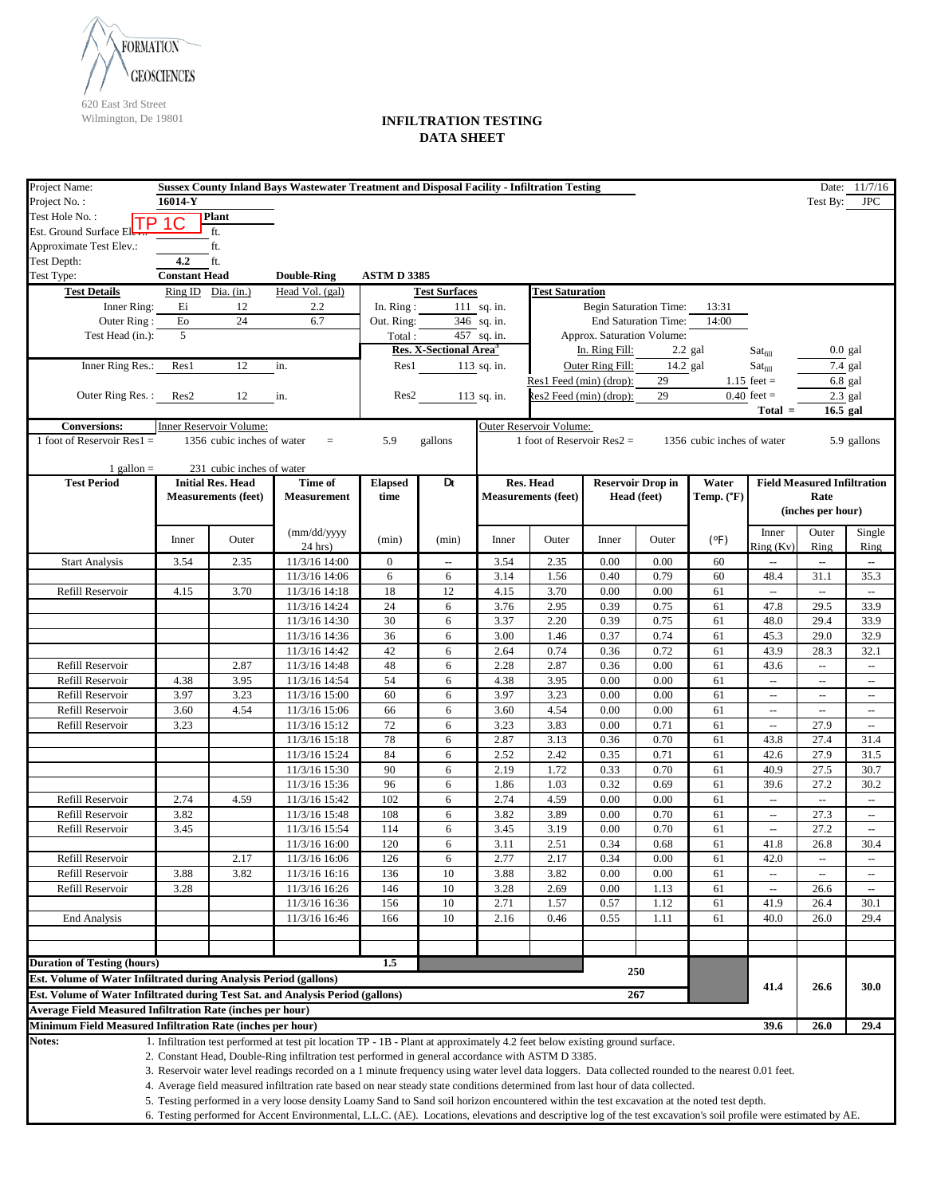FORMATION GEOSCIENCES

620 East 3rd Street
Wilmington, De 19801

# INFILTRATION TESTING DATA SHEET

| | | |
|---|---|---|
| Project Name: | Sussex County Inland Bays Wastewater Treatment and Disposal Facility - Infiltration Testing | Date: 11/7/16 |
| Project No.: | 16014-Y | Test By: JPC |
| Test Hole No.: | TP 1C Plant | |
| Est. Ground Surface Elev.: | ft. | |
| Approximate Test Elev.: | ft. | |
| Test Depth: | 4.2 ft. | |
| Test Type: | Constant Head / Double-Ring / ASTM D 3385 | |

**Test Details**

| | Ring ID | Dia. (in.) | Head Vol. (gal) |
|---|---|---|---|
| Inner Ring: | Ei | 12 | 2.2 |
| Outer Ring: | Eo | 24 | 6.7 |
| Test Head (in.): | 5 | | |
| Inner Ring Res.: | Res1 | 12 in. | |
| Outer Ring Res.: | Res2 | 12 in. | |

**Test Surfaces**

| | |
|---|---|
| In. Ring: | 111 sq. in. |
| Out. Ring: | 346 sq. in. |
| Total: | 457 sq. in. |

**Res. X-Sectional Area**[3]

| | |
|---|---|
| Res1 | 113 sq. in. |
| Res2 | 113 sq. in. |

**Test Saturation**

| | | | |
|---|---|---|---|
| Begin Saturation Time: | 13:31 | | |
| End Saturation Time: | 14:00 | | |
| Approx. Saturation Volume: | | | |
| In. Ring Fill: | 2.2 gal | $Sat_{fill}$ | 0.0 gal |
| Outer Ring Fill: | 14.2 gal | $Sat_{fill}$ | 7.4 gal |
| Res1 Feed (min) (drop): | 29 | 1.15 feet = | 6.8 gal |
| Res2 Feed (min) (drop): | 29 | 0.40 feet = | 2.3 gal |
| | | **Total =** | **16.5 gal** |

**Conversions:**

Inner Reservoir Volume: 1 foot of Reservoir Res1 = 1356 cubic inches of water = 5.9 gallons

Outer Reservoir Volume: 1 foot of Reservoir Res2 = 1356 cubic inches of water 5.9 gallons

1 gallon = 231 cubic inches of water

| Test Period | Initial Res. Head Measurements (feet) Inner | Initial Res. Head Measurements (feet) Outer | Time of Measurement (mm/dd/yyyy 24 hrs) | Elapsed time (min) | Dt (min) | Res. Head Measurements (feet) Inner | Res. Head Measurements (feet) Outer | Reservoir Drop in Head (feet) Inner | Reservoir Drop in Head (feet) Outer | Water Temp. (°F) | Field Measured Infiltration Rate (inches per hour) Inner Ring (Kv) | Outer Ring | Single Ring |
|---|---|---|---|---|---|---|---|---|---|---|---|---|---|
| Start Analysis | 3.54 | 2.35 | 11/3/16 14:00 | 0 | -- | 3.54 | 2.35 | 0.00 | 0.00 | 60 | -- | -- | -- |
| | | | 11/3/16 14:06 | 6 | 6 | 3.14 | 1.56 | 0.40 | 0.79 | 60 | 48.4 | 31.1 | 35.3 |
| Refill Reservoir | 4.15 | 3.70 | 11/3/16 14:18 | 18 | 12 | 4.15 | 3.70 | 0.00 | 0.00 | 61 | -- | -- | -- |
| | | | 11/3/16 14:24 | 24 | 6 | 3.76 | 2.95 | 0.39 | 0.75 | 61 | 47.8 | 29.5 | 33.9 |
| | | | 11/3/16 14:30 | 30 | 6 | 3.37 | 2.20 | 0.39 | 0.75 | 61 | 48.0 | 29.4 | 33.9 |
| | | | 11/3/16 14:36 | 36 | 6 | 3.00 | 1.46 | 0.37 | 0.74 | 61 | 45.3 | 29.0 | 32.9 |
| | | | 11/3/16 14:42 | 42 | 6 | 2.64 | 0.74 | 0.36 | 0.72 | 61 | 43.9 | 28.3 | 32.1 |
| Refill Reservoir | | 2.87 | 11/3/16 14:48 | 48 | 6 | 2.28 | 2.87 | 0.36 | 0.00 | 61 | 43.6 | -- | -- |
| Refill Reservoir | 4.38 | 3.95 | 11/3/16 14:54 | 54 | 6 | 4.38 | 3.95 | 0.00 | 0.00 | 61 | -- | -- | -- |
| Refill Reservoir | 3.97 | 3.23 | 11/3/16 15:00 | 60 | 6 | 3.97 | 3.23 | 0.00 | 0.00 | 61 | -- | -- | -- |
| Refill Reservoir | 3.60 | 4.54 | 11/3/16 15:06 | 66 | 6 | 3.60 | 4.54 | 0.00 | 0.00 | 61 | -- | -- | -- |
| Refill Reservoir | 3.23 | | 11/3/16 15:12 | 72 | 6 | 3.23 | 3.83 | 0.00 | 0.71 | 61 | -- | 27.9 | -- |
| | | | 11/3/16 15:18 | 78 | 6 | 2.87 | 3.13 | 0.36 | 0.70 | 61 | 43.8 | 27.4 | 31.4 |
| | | | 11/3/16 15:24 | 84 | 6 | 2.52 | 2.42 | 0.35 | 0.71 | 61 | 42.6 | 27.9 | 31.5 |
| | | | 11/3/16 15:30 | 90 | 6 | 2.19 | 1.72 | 0.33 | 0.70 | 61 | 40.9 | 27.5 | 30.7 |
| | | | 11/3/16 15:36 | 96 | 6 | 1.86 | 1.03 | 0.32 | 0.69 | 61 | 39.6 | 27.2 | 30.2 |
| Refill Reservoir | 2.74 | 4.59 | 11/3/16 15:42 | 102 | 6 | 2.74 | 4.59 | 0.00 | 0.00 | 61 | -- | -- | -- |
| Refill Reservoir | 3.82 | | 11/3/16 15:48 | 108 | 6 | 3.82 | 3.89 | 0.00 | 0.70 | 61 | -- | 27.3 | -- |
| Refill Reservoir | 3.45 | | 11/3/16 15:54 | 114 | 6 | 3.45 | 3.19 | 0.00 | 0.70 | 61 | -- | 27.2 | -- |
| | | | 11/3/16 16:00 | 120 | 6 | 3.11 | 2.51 | 0.34 | 0.68 | 61 | 41.8 | 26.8 | 30.4 |
| Refill Reservoir | | 2.17 | 11/3/16 16:06 | 126 | 6 | 2.77 | 2.17 | 0.34 | 0.00 | 61 | 42.0 | -- | -- |
| Refill Reservoir | 3.88 | 3.82 | 11/3/16 16:16 | 136 | 10 | 3.88 | 3.82 | 0.00 | 0.00 | 61 | -- | -- | -- |
| Refill Reservoir | 3.28 | | 11/3/16 16:26 | 146 | 10 | 3.28 | 2.69 | 0.00 | 1.13 | 61 | -- | 26.6 | -- |
| | | | 11/3/16 16:36 | 156 | 10 | 2.71 | 1.57 | 0.57 | 1.12 | 61 | 41.9 | 26.4 | 30.1 |
| End Analysis | | | 11/3/16 16:46 | 166 | 10 | 2.16 | 0.46 | 0.55 | 1.11 | 61 | 40.0 | 26.0 | 29.4 |

| | | | | | |
|---|---|---|---|---|---|
| **Duration of Testing (hours)** | **1.5** | | | | |
| **Est. Volume of Water Infiltrated during Analysis Period (gallons)** | | **250** | | | |
| **Est. Volume of Water Infiltrated during Test Sat. and Analysis Period (gallons)** | | **267** | | | |
| **Average Field Measured Infiltration Rate (inches per hour)** | | | **41.4** | **26.6** | **30.0** |
| **Minimum Field Measured Infiltration Rate (inches per hour)** | | | **39.6** | **26.0** | **29.4** |

**Notes:**

1. Infiltration test performed at test pit location TP - 1B - Plant at approximately 4.2 feet below existing ground surface.
2. Constant Head, Double-Ring infiltration test performed in general accordance with ASTM D 3385.
3. Reservoir water level readings recorded on a 1 minute frequency using water level data loggers. Data collected rounded to the nearest 0.01 feet.
4. Average field measured infiltration rate based on near steady state conditions determined from last hour of data collected.
5. Testing performed in a very loose density Loamy Sand to Sand soil horizon encountered within the test excavation at the noted test depth.
6. Testing performed for Accent Environmental, L.L.C. (AE). Locations, elevations and descriptive log of the test excavation's soil profile were estimated by AE.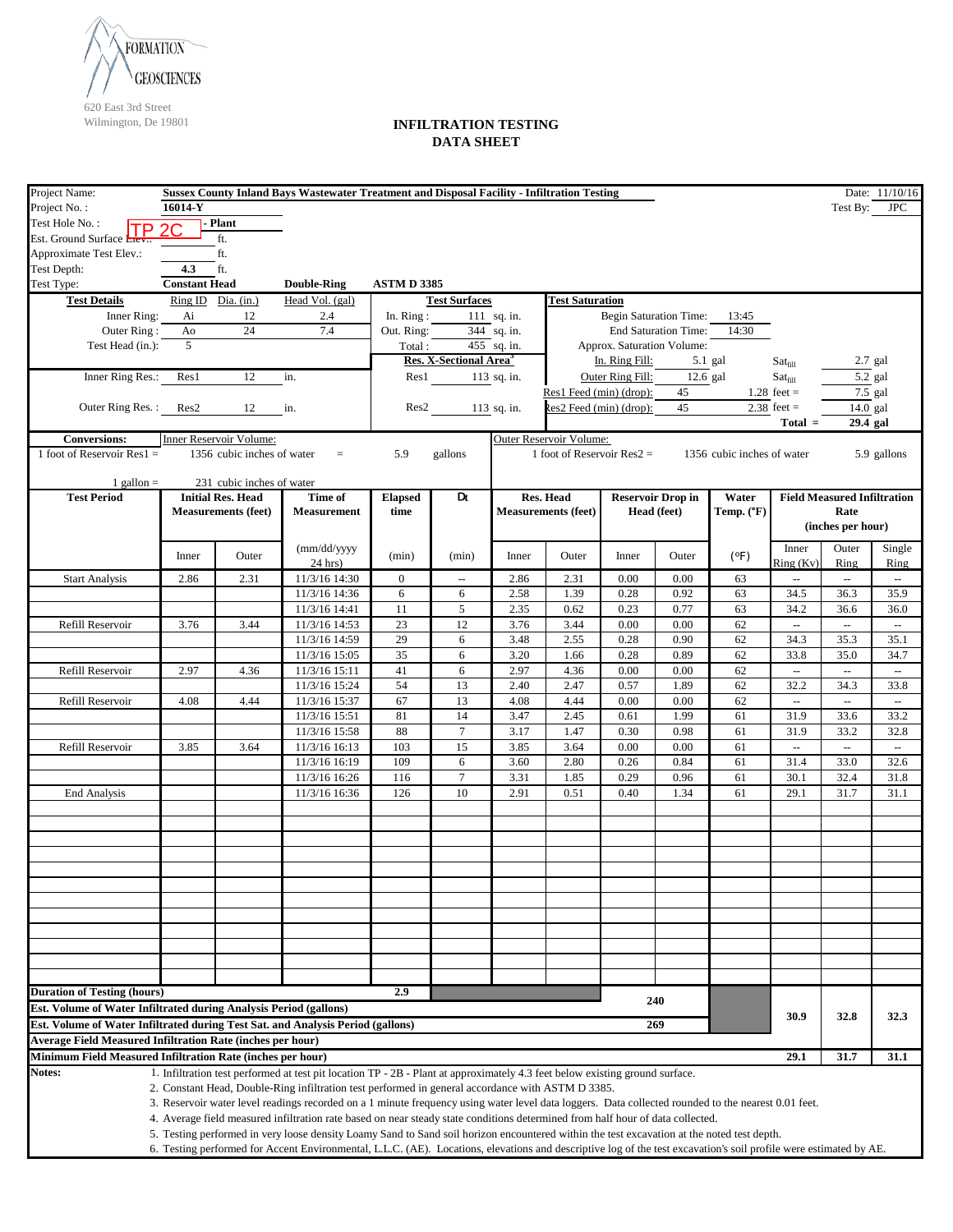FORMATION GEOSCIENCES
620 East 3rd Street
Wilmington, De 19801

# INFILTRATION TESTING DATA SHEET

| | |
|---|---|
| Project Name: | Sussex County Inland Bays Wastewater Treatment and Disposal Facility - Infiltration Testing |
| Date: | 11/10/16 |
| Project No.: | 16014-Y |
| Test By: | JPC |
| Test Hole No.: | TP 2C - Plant |
| Est. Ground Surface Elev.: | ft. |
| Approximate Test Elev.: | ft. |
| Test Depth: | 4.3 ft. |
| Test Type: | Constant Head, Double-Ring, ASTM D 3385 |

**Test Details**

| | Ring ID | Dia. (in.) | Head Vol. (gal) |
|---|---|---|---|
| Inner Ring: | Ai | 12 | 2.4 |
| Outer Ring: | Ao | 24 | 7.4 |
| Test Head (in.): | 5 | | |
| Inner Ring Res.: | Res1 | 12 in. | |
| Outer Ring Res.: | Res2 | 12 in. | |

**Test Surfaces**

| | |
|---|---|
| In. Ring: | 111 sq. in. |
| Out. Ring: | 344 sq. in. |
| Total: | 455 sq. in. |

**Res. X-Sectional Area**

| | |
|---|---|
| Res1 | 113 sq. in. |
| Res2 | 113 sq. in. |

**Test Saturation**

| | | | |
|---|---|---|---|
| Begin Saturation Time: | 13:45 | | |
| End Saturation Time: | 14:30 | | |
| Approx. Saturation Volume: | | | |
| In. Ring Fill: | 5.1 gal | $Sat_{fill}$ | 2.7 gal |
| Outer Ring Fill: | 12.6 gal | $Sat_{fill}$ | 5.2 gal |
| Res1 Feed (min) (drop): | 45 | 1.28 feet = | 7.5 gal |
| Res2 Feed (min) (drop): | 45 | 2.38 feet = | 14.0 gal |
| | | Total = | 29.4 gal |

**Conversions:**

Inner Reservoir Volume: 1 foot of Reservoir Res1 = 1356 cubic inches of water = 5.9 gallons

Outer Reservoir Volume: 1 foot of Reservoir Res2 = 1356 cubic inches of water 5.9 gallons

1 gallon = 231 cubic inches of water

| Test Period | Initial Res. Head Measurements (feet) Inner | Outer | Time of Measurement (mm/dd/yyyy 24 hrs) | Elapsed time (min) | Dt (min) | Res. Head Measurements (feet) Inner | Outer | Reservoir Drop in Head (feet) Inner | Outer | Water Temp. (°F) | Field Measured Infiltration Rate (inches per hour) Inner Ring (Kv) | Outer Ring | Single Ring |
|---|---|---|---|---|---|---|---|---|---|---|---|---|---|
| Start Analysis | 2.86 | 2.31 | 11/3/16 14:30 | 0 | -- | 2.86 | 2.31 | 0.00 | 0.00 | 63 | -- | -- | -- |
| | | | 11/3/16 14:36 | 6 | 6 | 2.58 | 1.39 | 0.28 | 0.92 | 63 | 34.5 | 36.3 | 35.9 |
| | | | 11/3/16 14:41 | 11 | 5 | 2.35 | 0.62 | 0.23 | 0.77 | 63 | 34.2 | 36.6 | 36.0 |
| Refill Reservoir | 3.76 | 3.44 | 11/3/16 14:53 | 23 | 12 | 3.76 | 3.44 | 0.00 | 0.00 | 62 | -- | -- | -- |
| | | | 11/3/16 14:59 | 29 | 6 | 3.48 | 2.55 | 0.28 | 0.90 | 62 | 34.3 | 35.3 | 35.1 |
| | | | 11/3/16 15:05 | 35 | 6 | 3.20 | 1.66 | 0.28 | 0.89 | 62 | 33.8 | 35.0 | 34.7 |
| Refill Reservoir | 2.97 | 4.36 | 11/3/16 15:11 | 41 | 6 | 2.97 | 4.36 | 0.00 | 0.00 | 62 | -- | -- | -- |
| | | | 11/3/16 15:24 | 54 | 13 | 2.40 | 2.47 | 0.57 | 1.89 | 62 | 32.2 | 34.3 | 33.8 |
| Refill Reservoir | 4.08 | 4.44 | 11/3/16 15:37 | 67 | 13 | 4.08 | 4.44 | 0.00 | 0.00 | 62 | -- | -- | -- |
| | | | 11/3/16 15:51 | 81 | 14 | 3.47 | 2.45 | 0.61 | 1.99 | 61 | 31.9 | 33.6 | 33.2 |
| | | | 11/3/16 15:58 | 88 | 7 | 3.17 | 1.47 | 0.30 | 0.98 | 61 | 31.9 | 33.2 | 32.8 |
| Refill Reservoir | 3.85 | 3.64 | 11/3/16 16:13 | 103 | 15 | 3.85 | 3.64 | 0.00 | 0.00 | 61 | -- | -- | -- |
| | | | 11/3/16 16:19 | 109 | 6 | 3.60 | 2.80 | 0.26 | 0.84 | 61 | 31.4 | 33.0 | 32.6 |
| | | | 11/3/16 16:26 | 116 | 7 | 3.31 | 1.85 | 0.29 | 0.96 | 61 | 30.1 | 32.4 | 31.8 |
| End Analysis | | | 11/3/16 16:36 | 126 | 10 | 2.91 | 0.51 | 0.40 | 1.34 | 61 | 29.1 | 31.7 | 31.1 |

| | | | | |
|---|---|---|---|---|
| Duration of Testing (hours) | 2.9 | | | |
| Est. Volume of Water Infiltrated during Analysis Period (gallons) | 240 | | | |
| Est. Volume of Water Infiltrated during Test Sat. and Analysis Period (gallons) | 269 | | | |
| Average Field Measured Infiltration Rate (inches per hour) | | 30.9 | 32.8 | 32.3 |
| Minimum Field Measured Infiltration Rate (inches per hour) | | 29.1 | 31.7 | 31.1 |

**Notes:**

1. Infiltration test performed at test pit location TP - 2B - Plant at approximately 4.3 feet below existing ground surface.
2. Constant Head, Double-Ring infiltration test performed in general accordance with ASTM D 3385.
3. Reservoir water level readings recorded on a 1 minute frequency using water level data loggers. Data collected rounded to the nearest 0.01 feet.
4. Average field measured infiltration rate based on near steady state conditions determined from half hour of data collected.
5. Testing performed in very loose density Loamy Sand to Sand soil horizon encountered within the test excavation at the noted test depth.
6. Testing performed for Accent Environmental, L.L.C. (AE). Locations, elevations and descriptive log of the test excavation's soil profile were estimated by AE.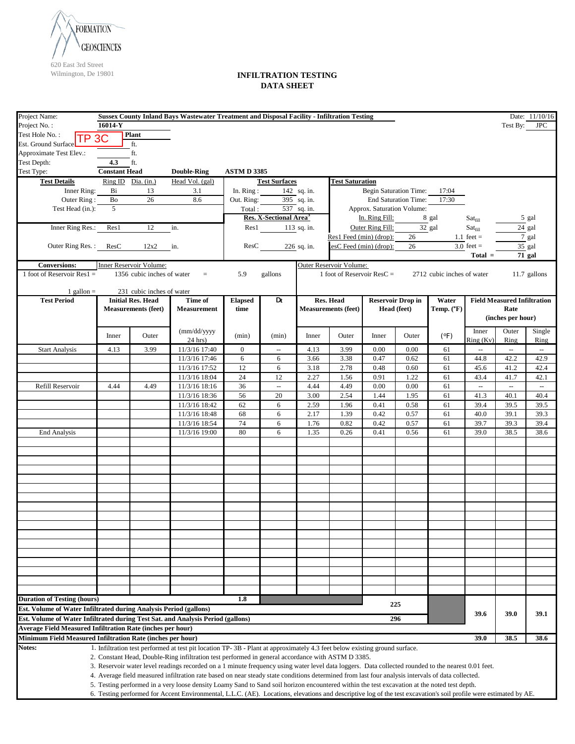FORMATION GEOSCIENCES

620 East 3rd Street
Wilmington, De 19801

# INFILTRATION TESTING DATA SHEET

Project Name: **Sussex County Inland Bays Wastewater Treatment and Disposal Facility - Infiltration Testing** Date: 11/10/16

Project No.: **16014-Y** Test By: JPC

Test Hole No.: TP 3C **Plant**

Est. Ground Surface: ft.

Approximate Test Elev.: ft.

Test Depth: **4.3** ft.

Test Type: **Constant Head** **Double-Ring** **ASTM D 3385**

| Test Details | Ring ID | Dia. (in.) | Head Vol. (gal) | Test Surfaces | | | Test Saturation | | | |
|---|---|---|---|---|---|---|---|---|---|---|
| Inner Ring: | Bi | 13 | 3.1 | In. Ring: | 142 | sq. in. | Begin Saturation Time: | 17:04 | | |
| Outer Ring: | Bo | 26 | 8.6 | Out. Ring: | 395 | sq. in. | End Saturation Time: | 17:30 | | |
| Test Head (in.): | 5 | | | Total: | 537 | sq. in. | Approx. Saturation Volume: | | | |
| | | | | Res. X-Sectional Area | | | In. Ring Fill: | 8 gal | $Sat_{fill}$ | 5 gal |
| Inner Ring Res.: | Res1 | 12 | in. | Res1 | 113 | sq. in. | Outer Ring Fill: | 32 gal | $Sat_{fill}$ | 24 gal |
| | | | | | | | Res1 Feed (min) (drop): 26 | 1.1 feet = | | 7 gal |
| Outer Ring Res.: | ResC | 12x2 | in. | ResC | 226 | sq. in. | ResC Feed (min) (drop): 26 | 3.0 feet = | | 35 gal |
| | | | | | | | | | Total = | 71 gal |

**Conversions:**

Inner Reservoir Volume: 1 foot of Reservoir Res1 = 1356 cubic inches of water = 5.9 gallons

Outer Reservoir Volume: 1 foot of Reservoir ResC = 2712 cubic inches of water 11.7 gallons

1 gallon = 231 cubic inches of water

| Test Period | Initial Res. Head Measurements (feet) | | Time of Measurement | Elapsed time | Dt | Res. Head Measurements (feet) | | Reservoir Drop in Head (feet) | | Water Temp. (°F) | Field Measured Infiltration Rate (inches per hour) | | |
|---|---|---|---|---|---|---|---|---|---|---|---|---|---|
| | Inner | Outer | (mm/dd/yyyy 24 hrs) | (min) | (min) | Inner | Outer | Inner | Outer | (°F) | Inner Ring (Kv) | Outer Ring | Single Ring |
| Start Analysis | 4.13 | 3.99 | 11/3/16 17:40 | 0 | -- | 4.13 | 3.99 | 0.00 | 0.00 | 61 | -- | -- | -- |
| | | | 11/3/16 17:46 | 6 | 6 | 3.66 | 3.38 | 0.47 | 0.62 | 61 | 44.8 | 42.2 | 42.9 |
| | | | 11/3/16 17:52 | 12 | 6 | 3.18 | 2.78 | 0.48 | 0.60 | 61 | 45.6 | 41.2 | 42.4 |
| | | | 11/3/16 18:04 | 24 | 12 | 2.27 | 1.56 | 0.91 | 1.22 | 61 | 43.4 | 41.7 | 42.1 |
| Refill Reservoir | 4.44 | 4.49 | 11/3/16 18:16 | 36 | -- | 4.44 | 4.49 | 0.00 | 0.00 | 61 | -- | -- | -- |
| | | | 11/3/16 18:36 | 56 | 20 | 3.00 | 2.54 | 1.44 | 1.95 | 61 | 41.3 | 40.1 | 40.4 |
| | | | 11/3/16 18:42 | 62 | 6 | 2.59 | 1.96 | 0.41 | 0.58 | 61 | 39.4 | 39.5 | 39.5 |
| | | | 11/3/16 18:48 | 68 | 6 | 2.17 | 1.39 | 0.42 | 0.57 | 61 | 40.0 | 39.1 | 39.3 |
| | | | 11/3/16 18:54 | 74 | 6 | 1.76 | 0.82 | 0.42 | 0.57 | 61 | 39.7 | 39.3 | 39.4 |
| End Analysis | | | 11/3/16 19:00 | 80 | 6 | 1.35 | 0.26 | 0.41 | 0.56 | 61 | 39.0 | 38.5 | 38.6 |
| **Duration of Testing (hours)** | | | | **1.8** | | | | | | | | | |
| **Est. Volume of Water Infiltrated during Analysis Period (gallons)** | | | | | | | | **225** | | | | | |
| **Est. Volume of Water Infiltrated during Test Sat. and Analysis Period (gallons)** | | | | | | | | **296** | | | | | |
| **Average Field Measured Infiltration Rate (inches per hour)** | | | | | | | | | | | **39.6** | **39.0** | **39.1** |
| **Minimum Field Measured Infiltration Rate (inches per hour)** | | | | | | | | | | | **39.0** | **38.5** | **38.6** |

**Notes:**

1. Infiltration test performed at test pit location TP- 3B - Plant at approximately 4.3 feet below existing ground surface.
2. Constant Head, Double-Ring infiltration test performed in general accordance with ASTM D 3385.
3. Reservoir water level readings recorded on a 1 minute frequency using water level data loggers. Data collected rounded to the nearest 0.01 feet.
4. Average field measured infiltration rate based on near steady state conditions determined from last four analysis intervals of data collected.
5. Testing performed in a very loose density Loamy Sand to Sand soil horizon encountered within the test excavation at the noted test depth.
6. Testing performed for Accent Environmental, L.L.C. (AE). Locations, elevations and descriptive log of the test excavation's soil profile were estimated by AE.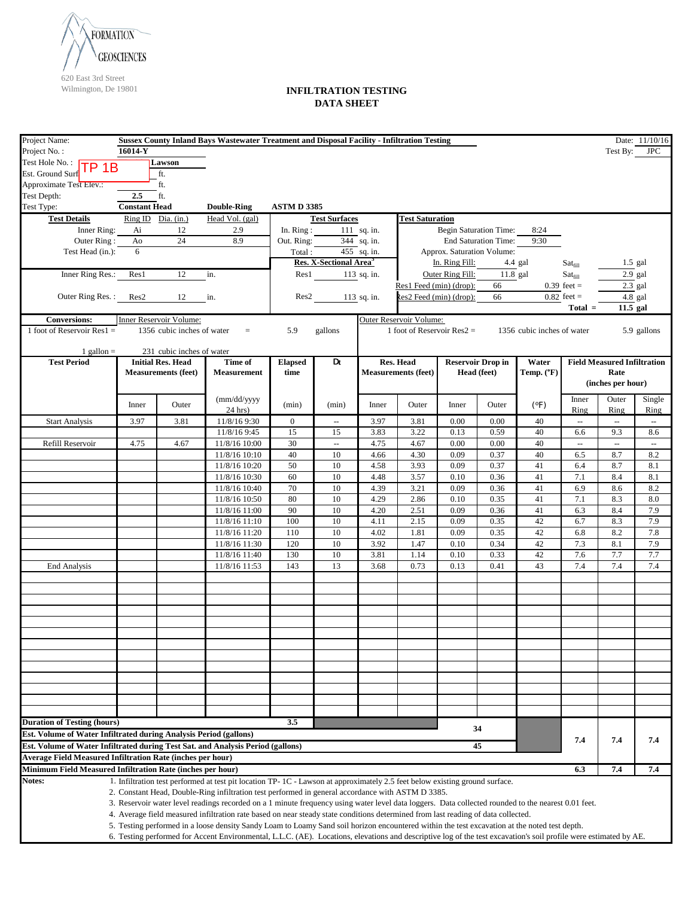FORMATION GEOSCIENCES
620 East 3rd Street
Wilmington, De 19801

# INFILTRATION TESTING
## DATA SHEET

| | | |
|---|---|---|
| Project Name: | Sussex County Inland Bays Wastewater Treatment and Disposal Facility - Infiltration Testing | Date: 11/10/16 |
| Project No.: | 16014-Y | Test By: JPC |
| Test Hole No.: | TP 1B Lawson | |
| Est. Ground Surf | ft. | |
| Approximate Test Elev.: | ft. | |
| Test Depth: | 2.5 ft. | |
| Test Type: | Constant Head — Double-Ring — ASTM D 3385 | |

**Test Details**

| | Ring ID | Dia. (in.) | Head Vol. (gal) |
|---|---|---|---|
| Inner Ring: | Ai | 12 | 2.9 |
| Outer Ring: | Ao | 24 | 8.9 |
| Test Head (in.): | 6 | | |
| Inner Ring Res.: | Res1 | 12 in. | |
| Outer Ring Res.: | Res2 | 12 in. | |

**Test Surfaces**

| | |
|---|---|
| In. Ring: | 111 sq. in. |
| Out. Ring: | 344 sq. in. |
| Total: | 455 sq. in. |
| **Res. X-Sectional Area** | |
| Res1 | 113 sq. in. |
| Res2 | 113 sq. in. |

**Test Saturation**

| | | | |
|---|---|---|---|
| Begin Saturation Time: | 8:24 | | |
| End Saturation Time: | 9:30 | | |
| Approx. Saturation Volume: | | | |
| In. Ring Fill: | 4.4 gal | $Sat_{fill}$ | 1.5 gal |
| Outer Ring Fill: | 11.8 gal | $Sat_{fill}$ | 2.9 gal |
| Res1 Feed (min) (drop): | 66 | 0.39 feet = | 2.3 gal |
| Res2 Feed (min) (drop): | 66 | 0.82 feet = | 4.8 gal |
| | | **Total =** | **11.5 gal** |

**Conversions:**

- Inner Reservoir Volume: 1 foot of Reservoir Res1 = 1356 cubic inches of water = 5.9 gallons
- Outer Reservoir Volume: 1 foot of Reservoir Res2 = 1356 cubic inches of water 5.9 gallons
- 1 gallon = 231 cubic inches of water

| Test Period | Initial Res. Head Measurements (feet) Inner | Initial Res. Head Measurements (feet) Outer | Time of Measurement (mm/dd/yyyy 24 hrs) | Elapsed time (min) | Dt (min) | Res. Head Measurements (feet) Inner | Res. Head Measurements (feet) Outer | Reservoir Drop in Head (feet) Inner | Reservoir Drop in Head (feet) Outer | Water Temp. (°F) | Field Measured Infiltration Rate (inches per hour) Inner Ring | Outer Ring | Single Ring |
|---|---|---|---|---|---|---|---|---|---|---|---|---|---|
| Start Analysis | 3.97 | 3.81 | 11/8/16 9:30 | 0 | -- | 3.97 | 3.81 | 0.00 | 0.00 | 40 | -- | -- | -- |
| | | | 11/8/16 9:45 | 15 | 15 | 3.83 | 3.22 | 0.13 | 0.59 | 40 | 6.6 | 9.3 | 8.6 |
| Refill Reservoir | 4.75 | 4.67 | 11/8/16 10:00 | 30 | -- | 4.75 | 4.67 | 0.00 | 0.00 | 40 | -- | -- | -- |
| | | | 11/8/16 10:10 | 40 | 10 | 4.66 | 4.30 | 0.09 | 0.37 | 40 | 6.5 | 8.7 | 8.2 |
| | | | 11/8/16 10:20 | 50 | 10 | 4.58 | 3.93 | 0.09 | 0.37 | 41 | 6.4 | 8.7 | 8.1 |
| | | | 11/8/16 10:30 | 60 | 10 | 4.48 | 3.57 | 0.10 | 0.36 | 41 | 7.1 | 8.4 | 8.1 |
| | | | 11/8/16 10:40 | 70 | 10 | 4.39 | 3.21 | 0.09 | 0.36 | 41 | 6.9 | 8.6 | 8.2 |
| | | | 11/8/16 10:50 | 80 | 10 | 4.29 | 2.86 | 0.10 | 0.35 | 41 | 7.1 | 8.3 | 8.0 |
| | | | 11/8/16 11:00 | 90 | 10 | 4.20 | 2.51 | 0.09 | 0.36 | 41 | 6.3 | 8.4 | 7.9 |
| | | | 11/8/16 11:10 | 100 | 10 | 4.11 | 2.15 | 0.09 | 0.35 | 42 | 6.7 | 8.3 | 7.9 |
| | | | 11/8/16 11:20 | 110 | 10 | 4.02 | 1.81 | 0.09 | 0.35 | 42 | 6.8 | 8.2 | 7.8 |
| | | | 11/8/16 11:30 | 120 | 10 | 3.92 | 1.47 | 0.10 | 0.34 | 42 | 7.3 | 8.1 | 7.9 |
| | | | 11/8/16 11:40 | 130 | 10 | 3.81 | 1.14 | 0.10 | 0.33 | 42 | 7.6 | 7.7 | 7.7 |
| End Analysis | | | 11/8/16 11:53 | 143 | 13 | 3.68 | 0.73 | 0.13 | 0.41 | 43 | 7.4 | 7.4 | 7.4 |

| | | | | |
|---|---|---|---|---|
| **Duration of Testing (hours)** | **3.5** | | | |
| **Est. Volume of Water Infiltrated during Analysis Period (gallons)** | **34** | **7.4** | **7.4** | **7.4** |
| **Est. Volume of Water Infiltrated during Test Sat. and Analysis Period (gallons)** | **45** | | | |
| **Average Field Measured Infiltration Rate (inches per hour)** | | | | |
| **Minimum Field Measured Infiltration Rate (inches per hour)** | | **6.3** | **7.4** | **7.4** |

**Notes:**

1. Infiltration test performed at test pit location TP- 1C - Lawson at approximately 2.5 feet below existing ground surface.
2. Constant Head, Double-Ring infiltration test performed in general accordance with ASTM D 3385.
3. Reservoir water level readings recorded on a 1 minute frequency using water level data loggers. Data collected rounded to the nearest 0.01 feet.
4. Average field measured infiltration rate based on near steady state conditions determined from last reading of data collected.
5. Testing performed in a loose density Sandy Loam to Loamy Sand soil horizon encountered within the test excavation at the noted test depth.
6. Testing performed for Accent Environmental, L.L.C. (AE). Locations, elevations and descriptive log of the test excavation's soil profile were estimated by AE.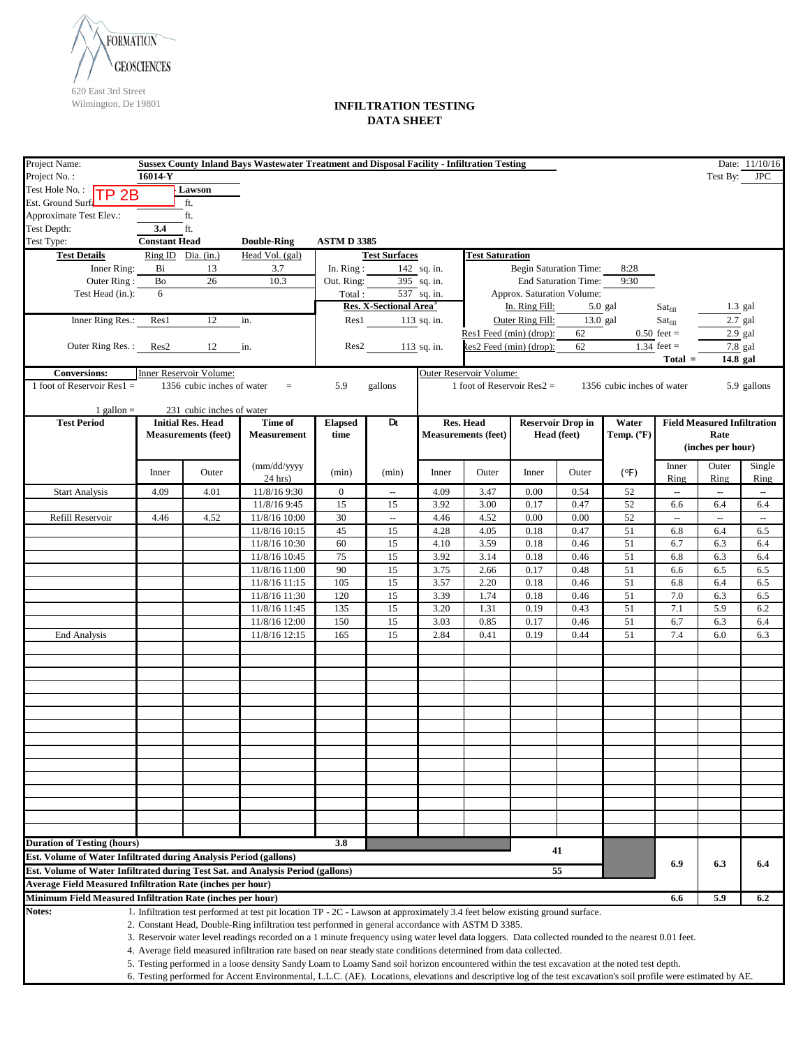FORMATION GEOSCIENCES

620 East 3rd Street
Wilmington, De 19801

# INFILTRATION TESTING
# DATA SHEET

| | | |
|---|---|---|
| Project Name: | **Sussex County Inland Bays Wastewater Treatment and Disposal Facility - Infiltration Testing** | Date: 11/10/16 |
| Project No. : | **16014-Y** | Test By: JPC |
| Test Hole No. : | TP 2B - **Lawson** | |
| Est. Ground Surface | ft. | |
| Approximate Test Elev.: | ft. | |
| Test Depth: | **3.4** ft. | |
| Test Type: | **Constant Head** **Double-Ring** **ASTM D 3385** | |

| Test Details | Ring ID | Dia. (in.) | Head Vol. (gal) | Test Surfaces | | Test Saturation | | | |
|---|---|---|---|---|---|---|---|---|---|
| Inner Ring: | Bi | 13 | 3.7 | In. Ring : | 142 sq. in. | Begin Saturation Time: | 8:28 | | |
| Outer Ring : | Bo | 26 | 10.3 | Out. Ring: | 395 sq. in. | End Saturation Time: | 9:30 | | |
| Test Head (in.): | 6 | | | Total : | 537 sq. in. | Approx. Saturation Volume: | | | |
| | | | | Res. X-Sectional Area[3] | | In. Ring Fill: | 5.0 gal | $Sat_{fill}$ | 1.3 gal |
| Inner Ring Res.: | Res1 | 12 | in. | Res1 | 113 sq. in. | Outer Ring Fill: | 13.0 gal | $Sat_{fill}$ | 2.7 gal |
| | | | | | | Res1 Feed (min) (drop): | 62 | 0.50 feet = | 2.9 gal |
| Outer Ring Res. : | Res2 | 12 | in. | Res2 | 113 sq. in. | Res2 Feed (min) (drop): | 62 | 1.34 feet = | 7.8 gal |
| | | | | | | | | **Total =** | **14.8 gal** |

| Conversions: | Inner Reservoir Volume: | | Outer Reservoir Volume: | |
|---|---|---|---|---|
| 1 foot of Reservoir Res1 = | 1356 cubic inches of water = | 5.9 gallons | 1 foot of Reservoir Res2 = 1356 cubic inches of water | 5.9 gallons |
| 1 gallon = | 231 cubic inches of water | | | |

| Test Period | Initial Res. Head Measurements (feet) | | Time of Measurement | Elapsed time | Dt | Res. Head Measurements (feet) | | Reservoir Drop in Head (feet) | | Water Temp. (°F) | Field Measured Infiltration Rate (inches per hour) | | |
|---|---|---|---|---|---|---|---|---|---|---|---|---|---|
| | Inner | Outer | (mm/dd/yyyy 24 hrs) | (min) | (min) | Inner | Outer | Inner | Outer | (°F) | Inner Ring | Outer Ring | Single Ring |
| Start Analysis | 4.09 | 4.01 | 11/8/16 9:30 | 0 | -- | 4.09 | 3.47 | 0.00 | 0.54 | 52 | -- | -- | -- |
| | | | 11/8/16 9:45 | 15 | 15 | 3.92 | 3.00 | 0.17 | 0.47 | 52 | 6.6 | 6.4 | 6.4 |
| Refill Reservoir | 4.46 | 4.52 | 11/8/16 10:00 | 30 | -- | 4.46 | 4.52 | 0.00 | 0.00 | 52 | -- | -- | -- |
| | | | 11/8/16 10:15 | 45 | 15 | 4.28 | 4.05 | 0.18 | 0.47 | 51 | 6.8 | 6.4 | 6.5 |
| | | | 11/8/16 10:30 | 60 | 15 | 4.10 | 3.59 | 0.18 | 0.46 | 51 | 6.7 | 6.3 | 6.4 |
| | | | 11/8/16 10:45 | 75 | 15 | 3.92 | 3.14 | 0.18 | 0.46 | 51 | 6.8 | 6.3 | 6.4 |
| | | | 11/8/16 11:00 | 90 | 15 | 3.75 | 2.66 | 0.17 | 0.48 | 51 | 6.6 | 6.5 | 6.5 |
| | | | 11/8/16 11:15 | 105 | 15 | 3.57 | 2.20 | 0.18 | 0.46 | 51 | 6.8 | 6.4 | 6.5 |
| | | | 11/8/16 11:30 | 120 | 15 | 3.39 | 1.74 | 0.18 | 0.46 | 51 | 7.0 | 6.3 | 6.5 |
| | | | 11/8/16 11:45 | 135 | 15 | 3.20 | 1.31 | 0.19 | 0.43 | 51 | 7.1 | 5.9 | 6.2 |
| | | | 11/8/16 12:00 | 150 | 15 | 3.03 | 0.85 | 0.17 | 0.46 | 51 | 6.7 | 6.3 | 6.4 |
| End Analysis | | | 11/8/16 12:15 | 165 | 15 | 2.84 | 0.41 | 0.19 | 0.44 | 51 | 7.4 | 6.0 | 6.3 |

| | | | | |
|---|---|---|---|---|
| **Duration of Testing (hours)** | **3.8** | | | |
| **Est. Volume of Water Infiltrated during Analysis Period (gallons)** | **41** | | | |
| **Est. Volume of Water Infiltrated during Test Sat. and Analysis Period (gallons)** | **55** | | | |
| **Average Field Measured Infiltration Rate (inches per hour)** | | **6.9** | **6.3** | **6.4** |
| **Minimum Field Measured Infiltration Rate (inches per hour)** | | **6.6** | **5.9** | **6.2** |

**Notes:**

1. Infiltration test performed at test pit location TP - 2C - Lawson at approximately 3.4 feet below existing ground surface.
2. Constant Head, Double-Ring infiltration test performed in general accordance with ASTM D 3385.
3. Reservoir water level readings recorded on a 1 minute frequency using water level data loggers. Data collected rounded to the nearest 0.01 feet.
4. Average field measured infiltration rate based on near steady state conditions determined from data collected.
5. Testing performed in a loose density Sandy Loam to Loamy Sand soil horizon encountered within the test excavation at the noted test depth.
6. Testing performed for Accent Environmental, L.L.C. (AE). Locations, elevations and descriptive log of the test excavation's soil profile were estimated by AE.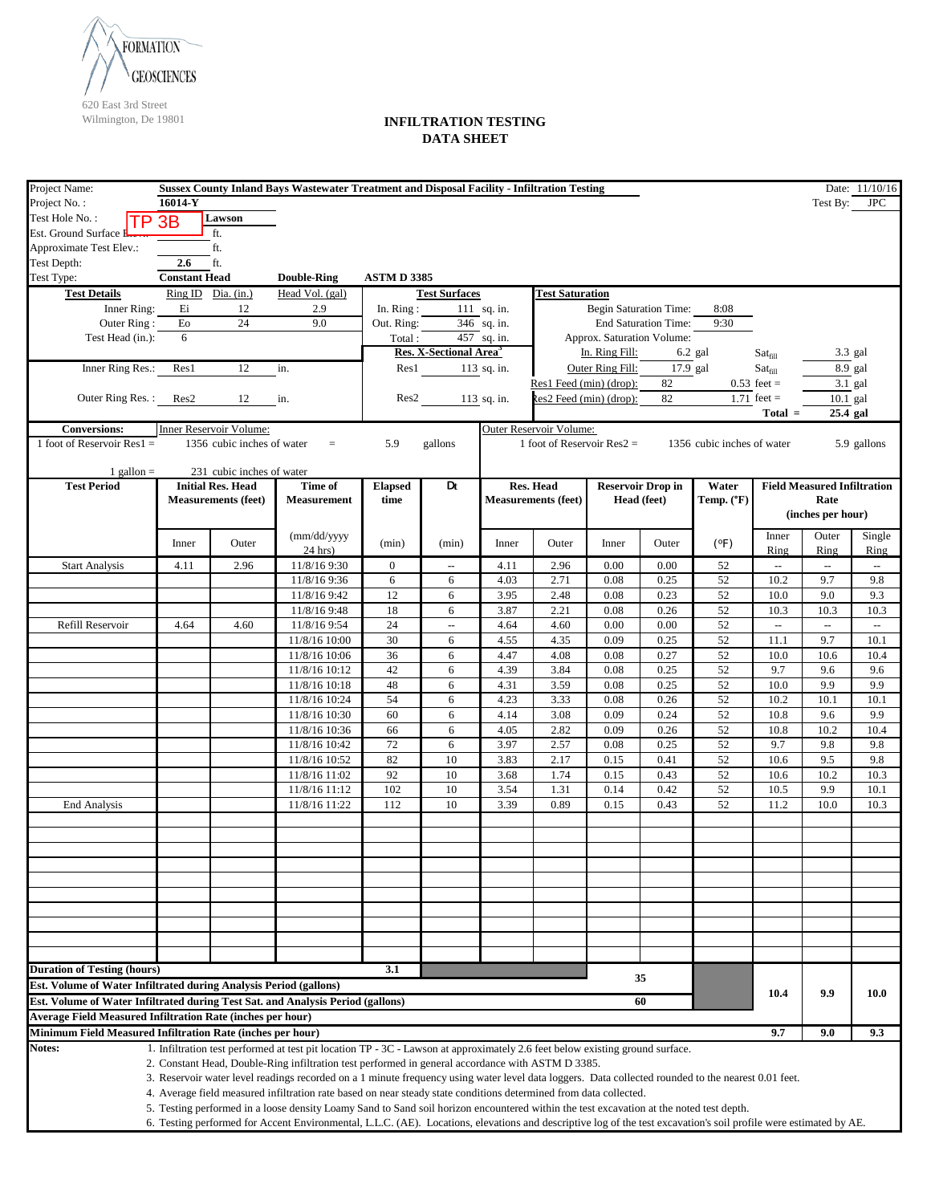FORMATION GEOSCIENCES

620 East 3rd Street
Wilmington, De 19801

# INFILTRATION TESTING DATA SHEET

Project Name: **Sussex County Inland Bays Wastewater Treatment and Disposal Facility - Infiltration Testing** Date: 11/10/16

Project No.: **16014-Y** Test By: JPC

Test Hole No.: TP 3B **Lawson**

Est. Ground Surface Elev.: ft.

Approximate Test Elev.: ft.

Test Depth: **2.6** ft.

Test Type: **Constant Head** **Double-Ring** **ASTM D 3385**

| Test Details | Ring ID | Dia. (in.) | Head Vol. (gal) | Test Surfaces | | |
|---|---|---|---|---|---|---|
| Inner Ring: | Ei | 12 | 2.9 | In. Ring: | 111 | sq. in. |
| Outer Ring: | Eo | 24 | 9.0 | Out. Ring: | 346 | sq. in. |
| Test Head (in.): | 6 | | | Total: | 457 | sq. in. |
| | | | | Res. X-Sectional Area[3] | | |
| Inner Ring Res.: | Res1 | 12 | in. | Res1 | 113 | sq. in. |
| Outer Ring Res.: | Res2 | 12 | in. | Res2 | 113 | sq. in. |

**Test Saturation**

| | | | | |
|---|---|---|---|---|
| Begin Saturation Time: | 8:08 | | | |
| End Saturation Time: | 9:30 | | | |
| Approx. Saturation Volume: | | | | |
| In. Ring Fill: | 6.2 gal | | $Sat_{fill}$ | 3.3 gal |
| Outer Ring Fill: | 17.9 gal | | $Sat_{fill}$ | 8.9 gal |
| Res1 Feed (min) (drop): | 82 | 0.53 feet = | | 3.1 gal |
| Res2 Feed (min) (drop): | 82 | 1.71 feet = | | 10.1 gal |
| | | | Total = | 25.4 gal |

**Conversions:**

Inner Reservoir Volume: 1 foot of Reservoir Res1 = 1356 cubic inches of water = 5.9 gallons

Outer Reservoir Volume: 1 foot of Reservoir Res2 = 1356 cubic inches of water 5.9 gallons

1 gallon = 231 cubic inches of water

| Test Period | Initial Res. Head Measurements (feet) | | Time of Measurement | Elapsed time | Dt | Res. Head Measurements (feet) | | Reservoir Drop in Head (feet) | | Water Temp. (°F) | Field Measured Infiltration Rate (inches per hour) | | |
|---|---|---|---|---|---|---|---|---|---|---|---|---|---|
| | Inner | Outer | (mm/dd/yyyy 24 hrs) | (min) | (min) | Inner | Outer | Inner | Outer | (°F) | Inner Ring | Outer Ring | Single Ring |
| Start Analysis | 4.11 | 2.96 | 11/8/16 9:30 | 0 | -- | 4.11 | 2.96 | 0.00 | 0.00 | 52 | -- | -- | -- |
| | | | 11/8/16 9:36 | 6 | 6 | 4.03 | 2.71 | 0.08 | 0.25 | 52 | 10.2 | 9.7 | 9.8 |
| | | | 11/8/16 9:42 | 12 | 6 | 3.95 | 2.48 | 0.08 | 0.23 | 52 | 10.0 | 9.0 | 9.3 |
| | | | 11/8/16 9:48 | 18 | 6 | 3.87 | 2.21 | 0.08 | 0.26 | 52 | 10.3 | 10.3 | 10.3 |
| Refill Reservoir | 4.64 | 4.60 | 11/8/16 9:54 | 24 | -- | 4.64 | 4.60 | 0.00 | 0.00 | 52 | -- | -- | -- |
| | | | 11/8/16 10:00 | 30 | 6 | 4.55 | 4.35 | 0.09 | 0.25 | 52 | 11.1 | 9.7 | 10.1 |
| | | | 11/8/16 10:06 | 36 | 6 | 4.47 | 4.08 | 0.08 | 0.27 | 52 | 10.0 | 10.6 | 10.4 |
| | | | 11/8/16 10:12 | 42 | 6 | 4.39 | 3.84 | 0.08 | 0.25 | 52 | 9.7 | 9.6 | 9.6 |
| | | | 11/8/16 10:18 | 48 | 6 | 4.31 | 3.59 | 0.08 | 0.25 | 52 | 10.0 | 9.9 | 9.9 |
| | | | 11/8/16 10:24 | 54 | 6 | 4.23 | 3.33 | 0.08 | 0.26 | 52 | 10.2 | 10.1 | 10.1 |
| | | | 11/8/16 10:30 | 60 | 6 | 4.14 | 3.08 | 0.09 | 0.24 | 52 | 10.8 | 9.6 | 9.9 |
| | | | 11/8/16 10:36 | 66 | 6 | 4.05 | 2.82 | 0.09 | 0.26 | 52 | 10.8 | 10.2 | 10.4 |
| | | | 11/8/16 10:42 | 72 | 6 | 3.97 | 2.57 | 0.08 | 0.25 | 52 | 9.7 | 9.8 | 9.8 |
| | | | 11/8/16 10:52 | 82 | 10 | 3.83 | 2.17 | 0.15 | 0.41 | 52 | 10.6 | 9.5 | 9.8 |
| | | | 11/8/16 11:02 | 92 | 10 | 3.68 | 1.74 | 0.15 | 0.43 | 52 | 10.6 | 10.2 | 10.3 |
| | | | 11/8/16 11:12 | 102 | 10 | 3.54 | 1.31 | 0.14 | 0.42 | 52 | 10.5 | 9.9 | 10.1 |
| End Analysis | | | 11/8/16 11:22 | 112 | 10 | 3.39 | 0.89 | 0.15 | 0.43 | 52 | 11.2 | 10.0 | 10.3 |

| | | | | | |
|---|---|---|---|---|---|
| **Duration of Testing (hours)** | **3.1** | | | | |
| **Est. Volume of Water Infiltrated during Analysis Period (gallons)** | | **35** | **10.4** | **9.9** | **10.0** |
| **Est. Volume of Water Infiltrated during Test Sat. and Analysis Period (gallons)** | | **60** | | | |
| **Average Field Measured Infiltration Rate (inches per hour)** | | | | | |
| **Minimum Field Measured Infiltration Rate (inches per hour)** | | | **9.7** | **9.0** | **9.3** |

**Notes:**

1. Infiltration test performed at test pit location TP - 3C - Lawson at approximately 2.6 feet below existing ground surface.
2. Constant Head, Double-Ring infiltration test performed in general accordance with ASTM D 3385.
3. Reservoir water level readings recorded on a 1 minute frequency using water level data loggers. Data collected rounded to the nearest 0.01 feet.
4. Average field measured infiltration rate based on near steady state conditions determined from data collected.
5. Testing performed in a loose density Loamy Sand to Sand soil horizon encountered within the test excavation at the noted test depth.
6. Testing performed for Accent Environmental, L.L.C. (AE). Locations, elevations and descriptive log of the test excavation's soil profile were estimated by AE.